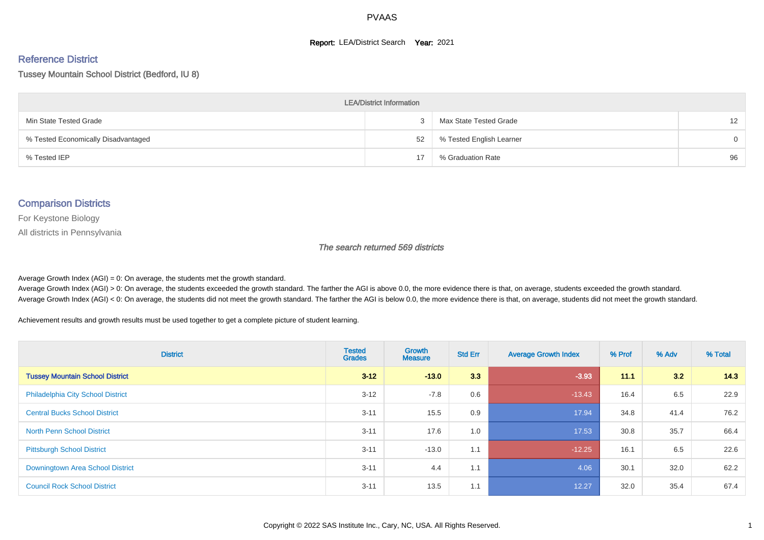# PVAAS

**Report:** LEA/District Search **Year:** 2021

## Reference District

### Tussey Mountain School District (Bedford, IU 8)

| LEA/District Information | | | |
|---|---|---|---|
| Min State Tested Grade | 3 | Max State Tested Grade | 12 |
| % Tested Economically Disadvantaged | 52 | % Tested English Learner | 0 |
| % Tested IEP | 17 | % Graduation Rate | 96 |

## Comparison Districts

For Keystone Biology

All districts in Pennsylvania

*The search returned 569 districts*

Average Growth Index (AGI) = 0: On average, the students met the growth standard.
Average Growth Index (AGI) > 0: On average, the students exceeded the growth standard. The farther the AGI is above 0.0, the more evidence there is that, on average, students exceeded the growth standard.
Average Growth Index (AGI) < 0: On average, the students did not meet the growth standard. The farther the AGI is below 0.0, the more evidence there is that, on average, students did not meet the growth standard.

Achievement results and growth results must be used together to get a complete picture of student learning.

| District | Tested Grades | Growth Measure | Std Err | Average Growth Index | % Prof | % Adv | % Total |
|---|---|---|---|---|---|---|---|
| **Tussey Mountain School District** | **3-12** | **-13.0** | **3.3** | **-3.93** | **11.1** | **3.2** | **14.3** |
| Philadelphia City School District | 3-12 | -7.8 | 0.6 | -13.43 | 16.4 | 6.5 | 22.9 |
| Central Bucks School District | 3-11 | 15.5 | 0.9 | 17.94 | 34.8 | 41.4 | 76.2 |
| North Penn School District | 3-11 | 17.6 | 1.0 | 17.53 | 30.8 | 35.7 | 66.4 |
| Pittsburgh School District | 3-11 | -13.0 | 1.1 | -12.25 | 16.1 | 6.5 | 22.6 |
| Downingtown Area School District | 3-11 | 4.4 | 1.1 | 4.06 | 30.1 | 32.0 | 62.2 |
| Council Rock School District | 3-11 | 13.5 | 1.1 | 12.27 | 32.0 | 35.4 | 67.4 |

Copyright © 2022 SAS Institute Inc., Cary, NC, USA. All Rights Reserved.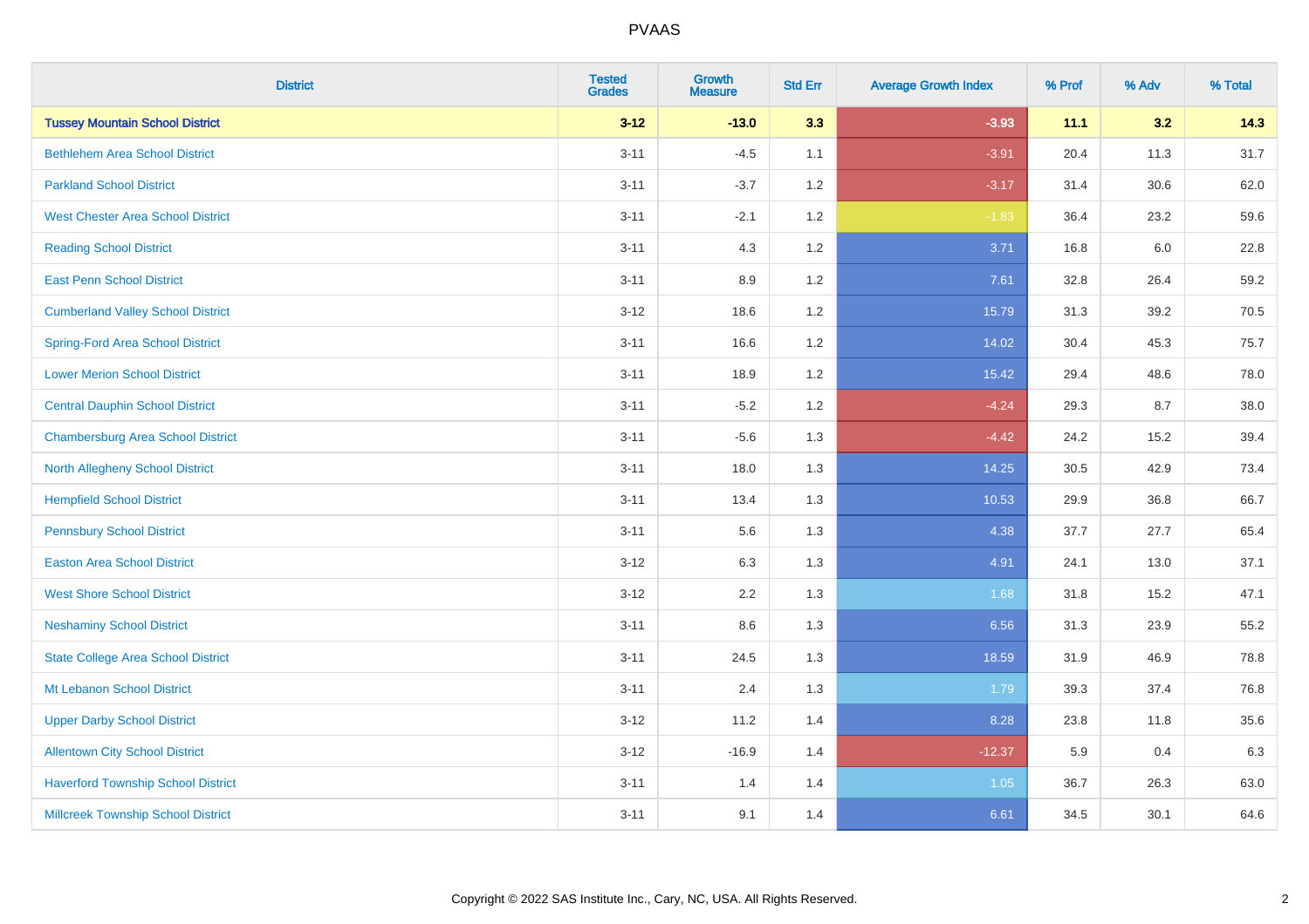| District | Tested Grades | Growth Measure | Std Err | Average Growth Index | % Prof | % Adv | % Total |
|---|---|---|---|---|---|---|---|
| **Tussey Mountain School District** | **3-12** | **-13.0** | **3.3** | **-3.93** | **11.1** | **3.2** | **14.3** |
| Bethlehem Area School District | 3-11 | -4.5 | 1.1 | -3.91 | 20.4 | 11.3 | 31.7 |
| Parkland School District | 3-11 | -3.7 | 1.2 | -3.17 | 31.4 | 30.6 | 62.0 |
| West Chester Area School District | 3-11 | -2.1 | 1.2 | -1.83 | 36.4 | 23.2 | 59.6 |
| Reading School District | 3-11 | 4.3 | 1.2 | 3.71 | 16.8 | 6.0 | 22.8 |
| East Penn School District | 3-11 | 8.9 | 1.2 | 7.61 | 32.8 | 26.4 | 59.2 |
| Cumberland Valley School District | 3-12 | 18.6 | 1.2 | 15.79 | 31.3 | 39.2 | 70.5 |
| Spring-Ford Area School District | 3-11 | 16.6 | 1.2 | 14.02 | 30.4 | 45.3 | 75.7 |
| Lower Merion School District | 3-11 | 18.9 | 1.2 | 15.42 | 29.4 | 48.6 | 78.0 |
| Central Dauphin School District | 3-11 | -5.2 | 1.2 | -4.24 | 29.3 | 8.7 | 38.0 |
| Chambersburg Area School District | 3-11 | -5.6 | 1.3 | -4.42 | 24.2 | 15.2 | 39.4 |
| North Allegheny School District | 3-11 | 18.0 | 1.3 | 14.25 | 30.5 | 42.9 | 73.4 |
| Hempfield School District | 3-11 | 13.4 | 1.3 | 10.53 | 29.9 | 36.8 | 66.7 |
| Pennsbury School District | 3-11 | 5.6 | 1.3 | 4.38 | 37.7 | 27.7 | 65.4 |
| Easton Area School District | 3-12 | 6.3 | 1.3 | 4.91 | 24.1 | 13.0 | 37.1 |
| West Shore School District | 3-12 | 2.2 | 1.3 | 1.68 | 31.8 | 15.2 | 47.1 |
| Neshaminy School District | 3-11 | 8.6 | 1.3 | 6.56 | 31.3 | 23.9 | 55.2 |
| State College Area School District | 3-11 | 24.5 | 1.3 | 18.59 | 31.9 | 46.9 | 78.8 |
| Mt Lebanon School District | 3-11 | 2.4 | 1.3 | 1.79 | 39.3 | 37.4 | 76.8 |
| Upper Darby School District | 3-12 | 11.2 | 1.4 | 8.28 | 23.8 | 11.8 | 35.6 |
| Allentown City School District | 3-12 | -16.9 | 1.4 | -12.37 | 5.9 | 0.4 | 6.3 |
| Haverford Township School District | 3-11 | 1.4 | 1.4 | 1.05 | 36.7 | 26.3 | 63.0 |
| Millcreek Township School District | 3-11 | 9.1 | 1.4 | 6.61 | 34.5 | 30.1 | 64.6 |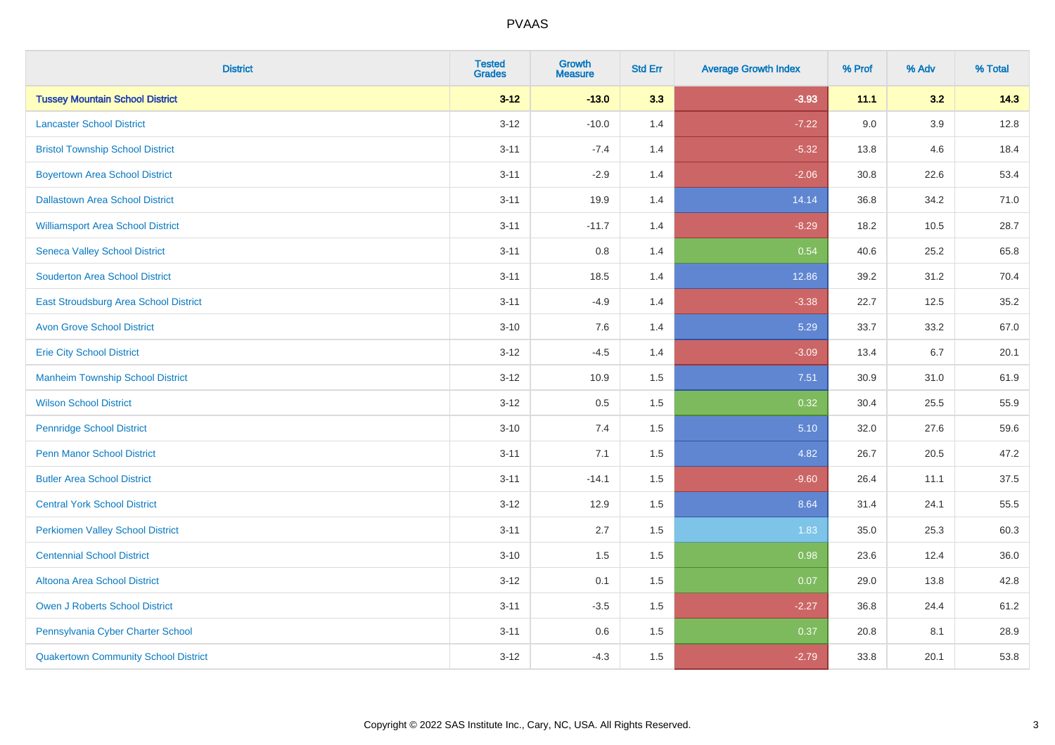| District | Tested Grades | Growth Measure | Std Err | Average Growth Index | % Prof | % Adv | % Total |
|---|---|---|---|---|---|---|---|
| **Tussey Mountain School District** | **3-12** | **-13.0** | **3.3** | **-3.93** | **11.1** | **3.2** | **14.3** |
| Lancaster School District | 3-12 | -10.0 | 1.4 | -7.22 | 9.0 | 3.9 | 12.8 |
| Bristol Township School District | 3-11 | -7.4 | 1.4 | -5.32 | 13.8 | 4.6 | 18.4 |
| Boyertown Area School District | 3-11 | -2.9 | 1.4 | -2.06 | 30.8 | 22.6 | 53.4 |
| Dallastown Area School District | 3-11 | 19.9 | 1.4 | 14.14 | 36.8 | 34.2 | 71.0 |
| Williamsport Area School District | 3-11 | -11.7 | 1.4 | -8.29 | 18.2 | 10.5 | 28.7 |
| Seneca Valley School District | 3-11 | 0.8 | 1.4 | 0.54 | 40.6 | 25.2 | 65.8 |
| Souderton Area School District | 3-11 | 18.5 | 1.4 | 12.86 | 39.2 | 31.2 | 70.4 |
| East Stroudsburg Area School District | 3-11 | -4.9 | 1.4 | -3.38 | 22.7 | 12.5 | 35.2 |
| Avon Grove School District | 3-10 | 7.6 | 1.4 | 5.29 | 33.7 | 33.2 | 67.0 |
| Erie City School District | 3-12 | -4.5 | 1.4 | -3.09 | 13.4 | 6.7 | 20.1 |
| Manheim Township School District | 3-12 | 10.9 | 1.5 | 7.51 | 30.9 | 31.0 | 61.9 |
| Wilson School District | 3-12 | 0.5 | 1.5 | 0.32 | 30.4 | 25.5 | 55.9 |
| Pennridge School District | 3-10 | 7.4 | 1.5 | 5.10 | 32.0 | 27.6 | 59.6 |
| Penn Manor School District | 3-11 | 7.1 | 1.5 | 4.82 | 26.7 | 20.5 | 47.2 |
| Butler Area School District | 3-11 | -14.1 | 1.5 | -9.60 | 26.4 | 11.1 | 37.5 |
| Central York School District | 3-12 | 12.9 | 1.5 | 8.64 | 31.4 | 24.1 | 55.5 |
| Perkiomen Valley School District | 3-11 | 2.7 | 1.5 | 1.83 | 35.0 | 25.3 | 60.3 |
| Centennial School District | 3-10 | 1.5 | 1.5 | 0.98 | 23.6 | 12.4 | 36.0 |
| Altoona Area School District | 3-12 | 0.1 | 1.5 | 0.07 | 29.0 | 13.8 | 42.8 |
| Owen J Roberts School District | 3-11 | -3.5 | 1.5 | -2.27 | 36.8 | 24.4 | 61.2 |
| Pennsylvania Cyber Charter School | 3-11 | 0.6 | 1.5 | 0.37 | 20.8 | 8.1 | 28.9 |
| Quakertown Community School District | 3-12 | -4.3 | 1.5 | -2.79 | 33.8 | 20.1 | 53.8 |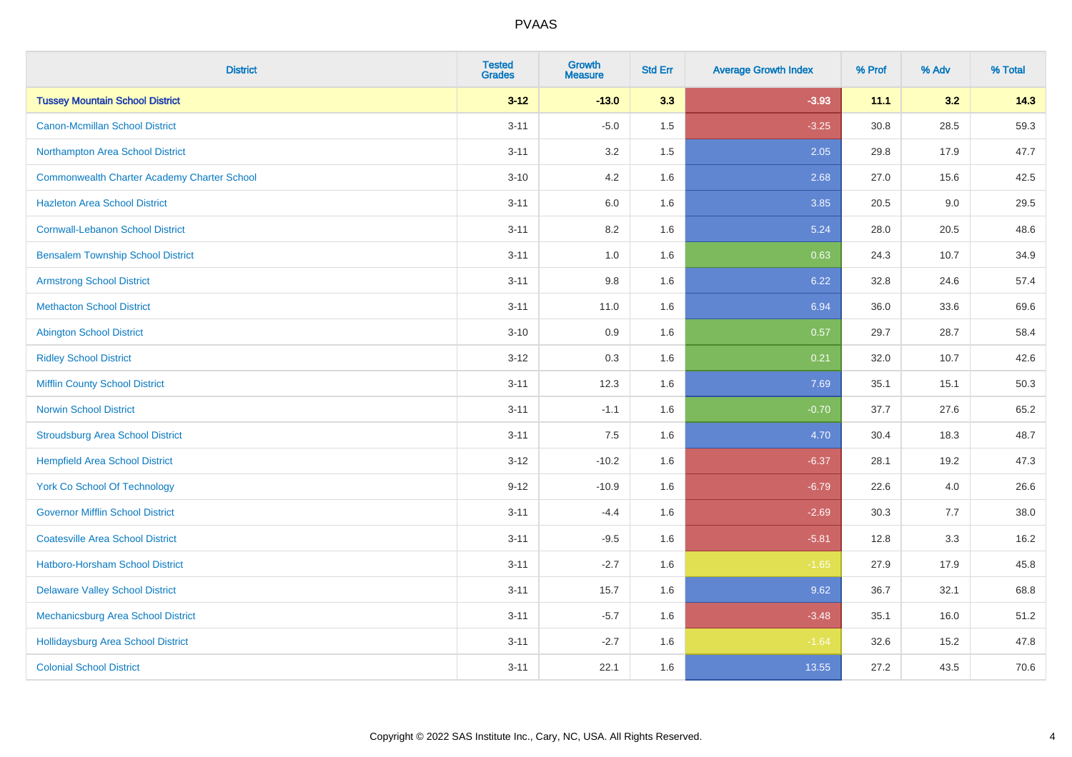| District | Tested Grades | Growth Measure | Std Err | Average Growth Index | % Prof | % Adv | % Total |
|---|---|---|---|---|---|---|---|
| **Tussey Mountain School District** | **3-12** | **-13.0** | **3.3** | **-3.93** | **11.1** | **3.2** | **14.3** |
| Canon-Mcmillan School District | 3-11 | -5.0 | 1.5 | -3.25 | 30.8 | 28.5 | 59.3 |
| Northampton Area School District | 3-11 | 3.2 | 1.5 | 2.05 | 29.8 | 17.9 | 47.7 |
| Commonwealth Charter Academy Charter School | 3-10 | 4.2 | 1.6 | 2.68 | 27.0 | 15.6 | 42.5 |
| Hazleton Area School District | 3-11 | 6.0 | 1.6 | 3.85 | 20.5 | 9.0 | 29.5 |
| Cornwall-Lebanon School District | 3-11 | 8.2 | 1.6 | 5.24 | 28.0 | 20.5 | 48.6 |
| Bensalem Township School District | 3-11 | 1.0 | 1.6 | 0.63 | 24.3 | 10.7 | 34.9 |
| Armstrong School District | 3-11 | 9.8 | 1.6 | 6.22 | 32.8 | 24.6 | 57.4 |
| Methacton School District | 3-11 | 11.0 | 1.6 | 6.94 | 36.0 | 33.6 | 69.6 |
| Abington School District | 3-10 | 0.9 | 1.6 | 0.57 | 29.7 | 28.7 | 58.4 |
| Ridley School District | 3-12 | 0.3 | 1.6 | 0.21 | 32.0 | 10.7 | 42.6 |
| Mifflin County School District | 3-11 | 12.3 | 1.6 | 7.69 | 35.1 | 15.1 | 50.3 |
| Norwin School District | 3-11 | -1.1 | 1.6 | -0.70 | 37.7 | 27.6 | 65.2 |
| Stroudsburg Area School District | 3-11 | 7.5 | 1.6 | 4.70 | 30.4 | 18.3 | 48.7 |
| Hempfield Area School District | 3-12 | -10.2 | 1.6 | -6.37 | 28.1 | 19.2 | 47.3 |
| York Co School Of Technology | 9-12 | -10.9 | 1.6 | -6.79 | 22.6 | 4.0 | 26.6 |
| Governor Mifflin School District | 3-11 | -4.4 | 1.6 | -2.69 | 30.3 | 7.7 | 38.0 |
| Coatesville Area School District | 3-11 | -9.5 | 1.6 | -5.81 | 12.8 | 3.3 | 16.2 |
| Hatboro-Horsham School District | 3-11 | -2.7 | 1.6 | -1.65 | 27.9 | 17.9 | 45.8 |
| Delaware Valley School District | 3-11 | 15.7 | 1.6 | 9.62 | 36.7 | 32.1 | 68.8 |
| Mechanicsburg Area School District | 3-11 | -5.7 | 1.6 | -3.48 | 35.1 | 16.0 | 51.2 |
| Hollidaysburg Area School District | 3-11 | -2.7 | 1.6 | -1.64 | 32.6 | 15.2 | 47.8 |
| Colonial School District | 3-11 | 22.1 | 1.6 | 13.55 | 27.2 | 43.5 | 70.6 |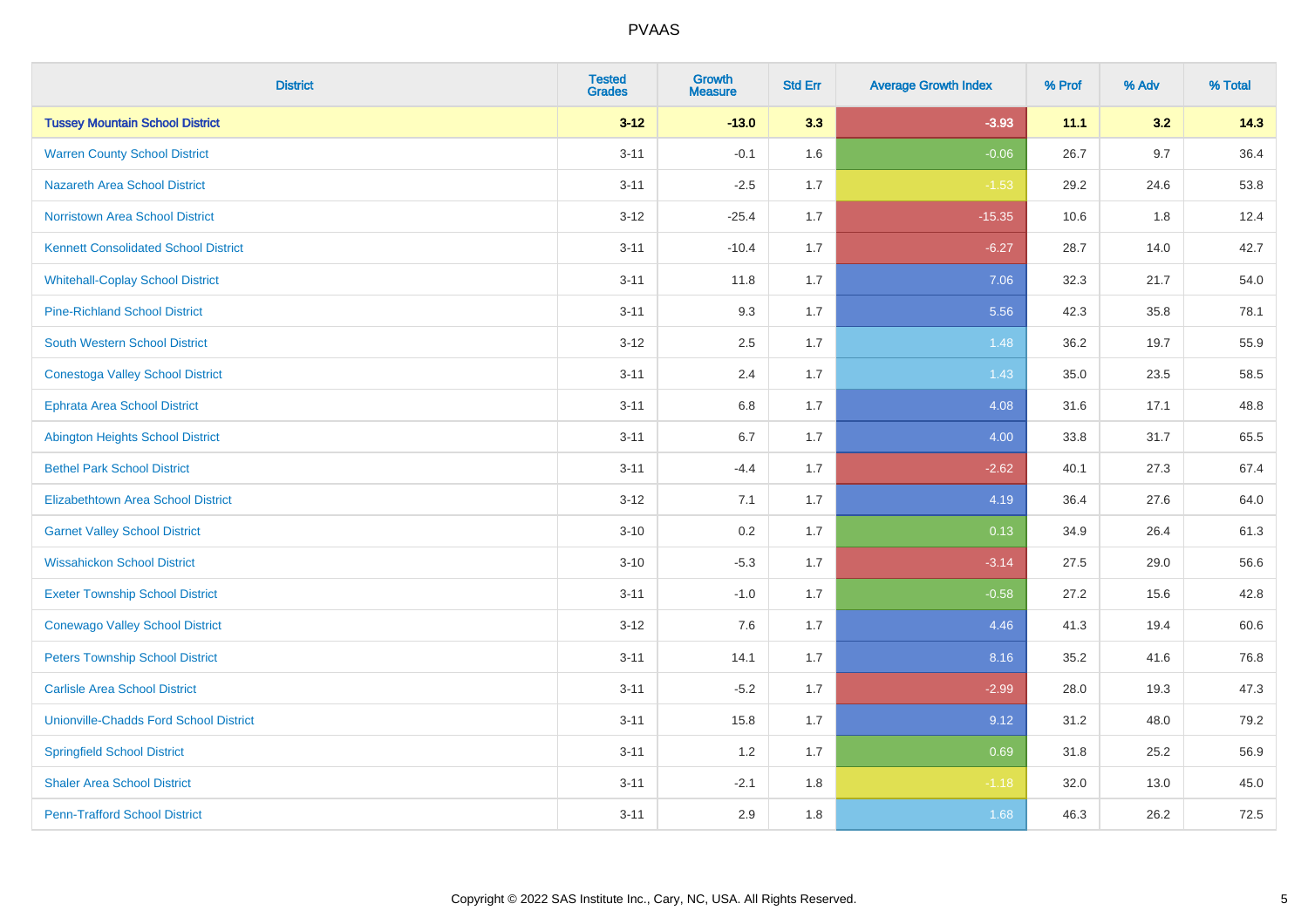PVAAS

| District | Tested Grades | Growth Measure | Std Err | Average Growth Index | % Prof | % Adv | % Total |
|---|---|---|---|---|---|---|---|
| **Tussey Mountain School District** | **3-12** | **-13.0** | **3.3** | **-3.93** | **11.1** | **3.2** | **14.3** |
| Warren County School District | 3-11 | -0.1 | 1.6 | -0.06 | 26.7 | 9.7 | 36.4 |
| Nazareth Area School District | 3-11 | -2.5 | 1.7 | -1.53 | 29.2 | 24.6 | 53.8 |
| Norristown Area School District | 3-12 | -25.4 | 1.7 | -15.35 | 10.6 | 1.8 | 12.4 |
| Kennett Consolidated School District | 3-11 | -10.4 | 1.7 | -6.27 | 28.7 | 14.0 | 42.7 |
| Whitehall-Coplay School District | 3-11 | 11.8 | 1.7 | 7.06 | 32.3 | 21.7 | 54.0 |
| Pine-Richland School District | 3-11 | 9.3 | 1.7 | 5.56 | 42.3 | 35.8 | 78.1 |
| South Western School District | 3-12 | 2.5 | 1.7 | 1.48 | 36.2 | 19.7 | 55.9 |
| Conestoga Valley School District | 3-11 | 2.4 | 1.7 | 1.43 | 35.0 | 23.5 | 58.5 |
| Ephrata Area School District | 3-11 | 6.8 | 1.7 | 4.08 | 31.6 | 17.1 | 48.8 |
| Abington Heights School District | 3-11 | 6.7 | 1.7 | 4.00 | 33.8 | 31.7 | 65.5 |
| Bethel Park School District | 3-11 | -4.4 | 1.7 | -2.62 | 40.1 | 27.3 | 67.4 |
| Elizabethtown Area School District | 3-12 | 7.1 | 1.7 | 4.19 | 36.4 | 27.6 | 64.0 |
| Garnet Valley School District | 3-10 | 0.2 | 1.7 | 0.13 | 34.9 | 26.4 | 61.3 |
| Wissahickon School District | 3-10 | -5.3 | 1.7 | -3.14 | 27.5 | 29.0 | 56.6 |
| Exeter Township School District | 3-11 | -1.0 | 1.7 | -0.58 | 27.2 | 15.6 | 42.8 |
| Conewago Valley School District | 3-12 | 7.6 | 1.7 | 4.46 | 41.3 | 19.4 | 60.6 |
| Peters Township School District | 3-11 | 14.1 | 1.7 | 8.16 | 35.2 | 41.6 | 76.8 |
| Carlisle Area School District | 3-11 | -5.2 | 1.7 | -2.99 | 28.0 | 19.3 | 47.3 |
| Unionville-Chadds Ford School District | 3-11 | 15.8 | 1.7 | 9.12 | 31.2 | 48.0 | 79.2 |
| Springfield School District | 3-11 | 1.2 | 1.7 | 0.69 | 31.8 | 25.2 | 56.9 |
| Shaler Area School District | 3-11 | -2.1 | 1.8 | -1.18 | 32.0 | 13.0 | 45.0 |
| Penn-Trafford School District | 3-11 | 2.9 | 1.8 | 1.68 | 46.3 | 26.2 | 72.5 |

Copyright © 2022 SAS Institute Inc., Cary, NC, USA. All Rights Reserved.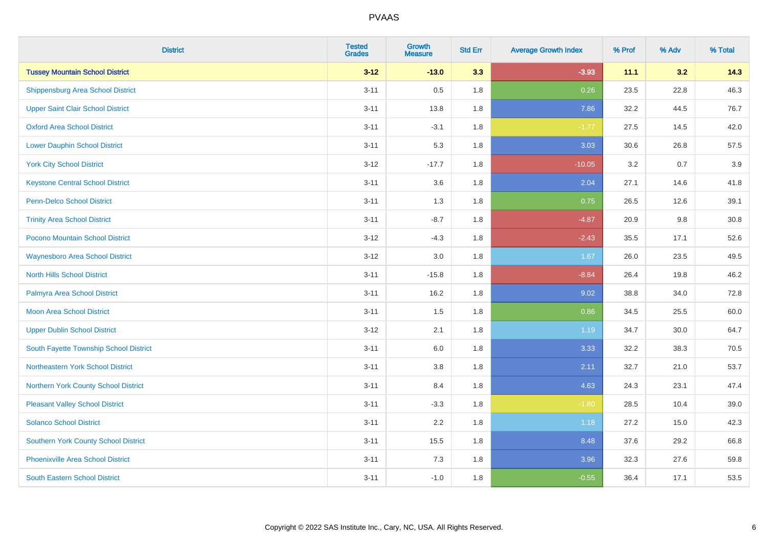PVAAS

| District | Tested Grades | Growth Measure | Std Err | Average Growth Index | % Prof | % Adv | % Total |
|---|---|---|---|---|---|---|---|
| **Tussey Mountain School District** | **3-12** | **-13.0** | **3.3** | **-3.93** | **11.1** | **3.2** | **14.3** |
| Shippensburg Area School District | 3-11 | 0.5 | 1.8 | 0.26 | 23.5 | 22.8 | 46.3 |
| Upper Saint Clair School District | 3-11 | 13.8 | 1.8 | 7.86 | 32.2 | 44.5 | 76.7 |
| Oxford Area School District | 3-11 | -3.1 | 1.8 | -1.77 | 27.5 | 14.5 | 42.0 |
| Lower Dauphin School District | 3-11 | 5.3 | 1.8 | 3.03 | 30.6 | 26.8 | 57.5 |
| York City School District | 3-12 | -17.7 | 1.8 | -10.05 | 3.2 | 0.7 | 3.9 |
| Keystone Central School District | 3-11 | 3.6 | 1.8 | 2.04 | 27.1 | 14.6 | 41.8 |
| Penn-Delco School District | 3-11 | 1.3 | 1.8 | 0.75 | 26.5 | 12.6 | 39.1 |
| Trinity Area School District | 3-11 | -8.7 | 1.8 | -4.87 | 20.9 | 9.8 | 30.8 |
| Pocono Mountain School District | 3-12 | -4.3 | 1.8 | -2.43 | 35.5 | 17.1 | 52.6 |
| Waynesboro Area School District | 3-12 | 3.0 | 1.8 | 1.67 | 26.0 | 23.5 | 49.5 |
| North Hills School District | 3-11 | -15.8 | 1.8 | -8.84 | 26.4 | 19.8 | 46.2 |
| Palmyra Area School District | 3-11 | 16.2 | 1.8 | 9.02 | 38.8 | 34.0 | 72.8 |
| Moon Area School District | 3-11 | 1.5 | 1.8 | 0.86 | 34.5 | 25.5 | 60.0 |
| Upper Dublin School District | 3-12 | 2.1 | 1.8 | 1.19 | 34.7 | 30.0 | 64.7 |
| South Fayette Township School District | 3-11 | 6.0 | 1.8 | 3.33 | 32.2 | 38.3 | 70.5 |
| Northeastern York School District | 3-11 | 3.8 | 1.8 | 2.11 | 32.7 | 21.0 | 53.7 |
| Northern York County School District | 3-11 | 8.4 | 1.8 | 4.63 | 24.3 | 23.1 | 47.4 |
| Pleasant Valley School District | 3-11 | -3.3 | 1.8 | -1.80 | 28.5 | 10.4 | 39.0 |
| Solanco School District | 3-11 | 2.2 | 1.8 | 1.18 | 27.2 | 15.0 | 42.3 |
| Southern York County School District | 3-11 | 15.5 | 1.8 | 8.48 | 37.6 | 29.2 | 66.8 |
| Phoenixville Area School District | 3-11 | 7.3 | 1.8 | 3.96 | 32.3 | 27.6 | 59.8 |
| South Eastern School District | 3-11 | -1.0 | 1.8 | -0.55 | 36.4 | 17.1 | 53.5 |

Copyright © 2022 SAS Institute Inc., Cary, NC, USA. All Rights Reserved.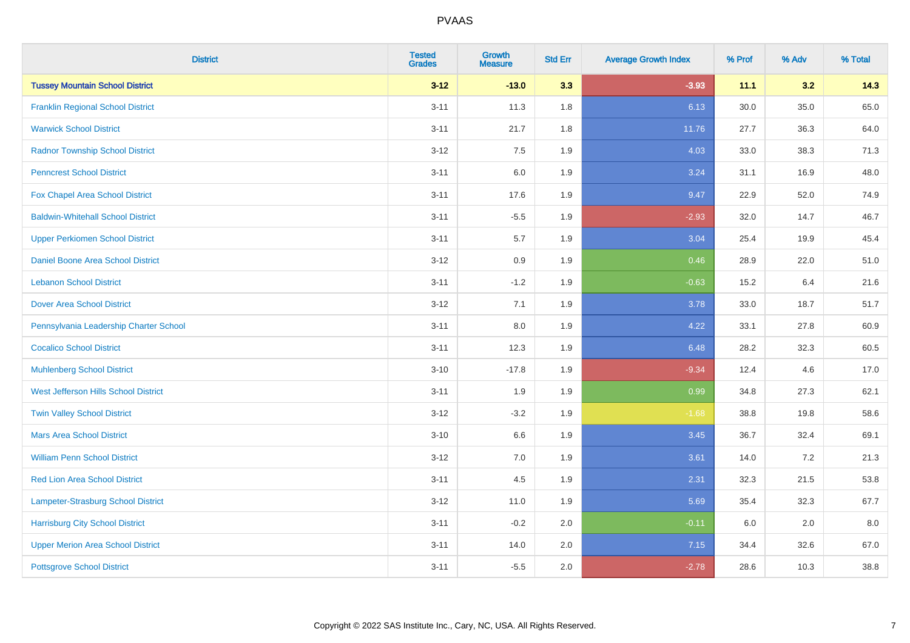| District | Tested Grades | Growth Measure | Std Err | Average Growth Index | % Prof | % Adv | % Total |
|---|---|---|---|---|---|---|---|
| **Tussey Mountain School District** | **3-12** | **-13.0** | **3.3** | **-3.93** | **11.1** | **3.2** | **14.3** |
| Franklin Regional School District | 3-11 | 11.3 | 1.8 | 6.13 | 30.0 | 35.0 | 65.0 |
| Warwick School District | 3-11 | 21.7 | 1.8 | 11.76 | 27.7 | 36.3 | 64.0 |
| Radnor Township School District | 3-12 | 7.5 | 1.9 | 4.03 | 33.0 | 38.3 | 71.3 |
| Penncrest School District | 3-11 | 6.0 | 1.9 | 3.24 | 31.1 | 16.9 | 48.0 |
| Fox Chapel Area School District | 3-11 | 17.6 | 1.9 | 9.47 | 22.9 | 52.0 | 74.9 |
| Baldwin-Whitehall School District | 3-11 | -5.5 | 1.9 | -2.93 | 32.0 | 14.7 | 46.7 |
| Upper Perkiomen School District | 3-11 | 5.7 | 1.9 | 3.04 | 25.4 | 19.9 | 45.4 |
| Daniel Boone Area School District | 3-12 | 0.9 | 1.9 | 0.46 | 28.9 | 22.0 | 51.0 |
| Lebanon School District | 3-11 | -1.2 | 1.9 | -0.63 | 15.2 | 6.4 | 21.6 |
| Dover Area School District | 3-12 | 7.1 | 1.9 | 3.78 | 33.0 | 18.7 | 51.7 |
| Pennsylvania Leadership Charter School | 3-11 | 8.0 | 1.9 | 4.22 | 33.1 | 27.8 | 60.9 |
| Cocalico School District | 3-11 | 12.3 | 1.9 | 6.48 | 28.2 | 32.3 | 60.5 |
| Muhlenberg School District | 3-10 | -17.8 | 1.9 | -9.34 | 12.4 | 4.6 | 17.0 |
| West Jefferson Hills School District | 3-11 | 1.9 | 1.9 | 0.99 | 34.8 | 27.3 | 62.1 |
| Twin Valley School District | 3-12 | -3.2 | 1.9 | -1.68 | 38.8 | 19.8 | 58.6 |
| Mars Area School District | 3-10 | 6.6 | 1.9 | 3.45 | 36.7 | 32.4 | 69.1 |
| William Penn School District | 3-12 | 7.0 | 1.9 | 3.61 | 14.0 | 7.2 | 21.3 |
| Red Lion Area School District | 3-11 | 4.5 | 1.9 | 2.31 | 32.3 | 21.5 | 53.8 |
| Lampeter-Strasburg School District | 3-12 | 11.0 | 1.9 | 5.69 | 35.4 | 32.3 | 67.7 |
| Harrisburg City School District | 3-11 | -0.2 | 2.0 | -0.11 | 6.0 | 2.0 | 8.0 |
| Upper Merion Area School District | 3-11 | 14.0 | 2.0 | 7.15 | 34.4 | 32.6 | 67.0 |
| Pottsgrove School District | 3-11 | -5.5 | 2.0 | -2.78 | 28.6 | 10.3 | 38.8 |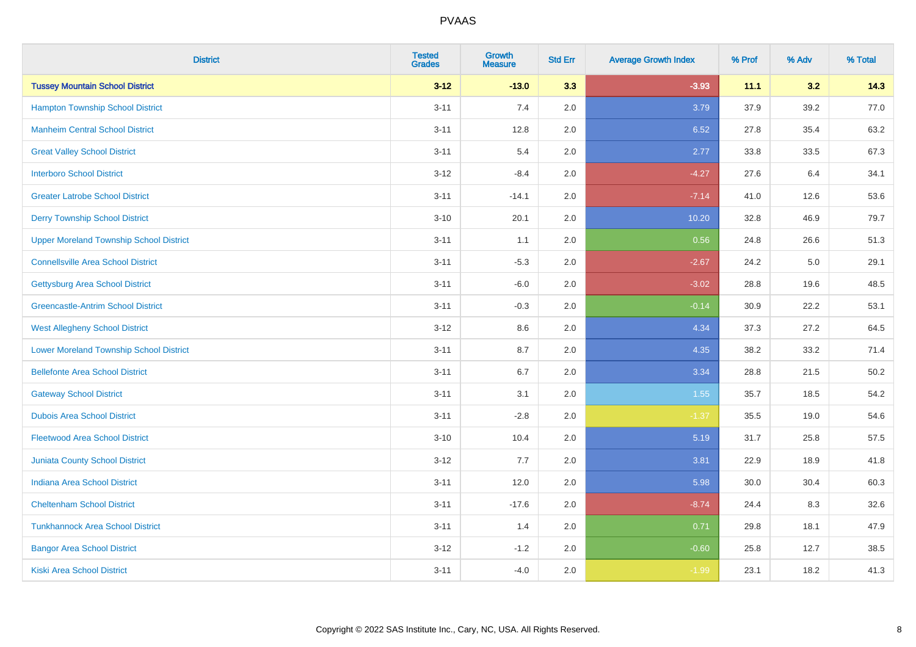PVAAS

| District | Tested Grades | Growth Measure | Std Err | Average Growth Index | % Prof | % Adv | % Total |
|---|---|---|---|---|---|---|---|
| **Tussey Mountain School District** | **3-12** | **-13.0** | **3.3** | **-3.93** | **11.1** | **3.2** | **14.3** |
| Hampton Township School District | 3-11 | 7.4 | 2.0 | 3.79 | 37.9 | 39.2 | 77.0 |
| Manheim Central School District | 3-11 | 12.8 | 2.0 | 6.52 | 27.8 | 35.4 | 63.2 |
| Great Valley School District | 3-11 | 5.4 | 2.0 | 2.77 | 33.8 | 33.5 | 67.3 |
| Interboro School District | 3-12 | -8.4 | 2.0 | -4.27 | 27.6 | 6.4 | 34.1 |
| Greater Latrobe School District | 3-11 | -14.1 | 2.0 | -7.14 | 41.0 | 12.6 | 53.6 |
| Derry Township School District | 3-10 | 20.1 | 2.0 | 10.20 | 32.8 | 46.9 | 79.7 |
| Upper Moreland Township School District | 3-11 | 1.1 | 2.0 | 0.56 | 24.8 | 26.6 | 51.3 |
| Connellsville Area School District | 3-11 | -5.3 | 2.0 | -2.67 | 24.2 | 5.0 | 29.1 |
| Gettysburg Area School District | 3-11 | -6.0 | 2.0 | -3.02 | 28.8 | 19.6 | 48.5 |
| Greencastle-Antrim School District | 3-11 | -0.3 | 2.0 | -0.14 | 30.9 | 22.2 | 53.1 |
| West Allegheny School District | 3-12 | 8.6 | 2.0 | 4.34 | 37.3 | 27.2 | 64.5 |
| Lower Moreland Township School District | 3-11 | 8.7 | 2.0 | 4.35 | 38.2 | 33.2 | 71.4 |
| Bellefonte Area School District | 3-11 | 6.7 | 2.0 | 3.34 | 28.8 | 21.5 | 50.2 |
| Gateway School District | 3-11 | 3.1 | 2.0 | 1.55 | 35.7 | 18.5 | 54.2 |
| Dubois Area School District | 3-11 | -2.8 | 2.0 | -1.37 | 35.5 | 19.0 | 54.6 |
| Fleetwood Area School District | 3-10 | 10.4 | 2.0 | 5.19 | 31.7 | 25.8 | 57.5 |
| Juniata County School District | 3-12 | 7.7 | 2.0 | 3.81 | 22.9 | 18.9 | 41.8 |
| Indiana Area School District | 3-11 | 12.0 | 2.0 | 5.98 | 30.0 | 30.4 | 60.3 |
| Cheltenham School District | 3-11 | -17.6 | 2.0 | -8.74 | 24.4 | 8.3 | 32.6 |
| Tunkhannock Area School District | 3-11 | 1.4 | 2.0 | 0.71 | 29.8 | 18.1 | 47.9 |
| Bangor Area School District | 3-12 | -1.2 | 2.0 | -0.60 | 25.8 | 12.7 | 38.5 |
| Kiski Area School District | 3-11 | -4.0 | 2.0 | -1.99 | 23.1 | 18.2 | 41.3 |

Copyright © 2022 SAS Institute Inc., Cary, NC, USA. All Rights Reserved.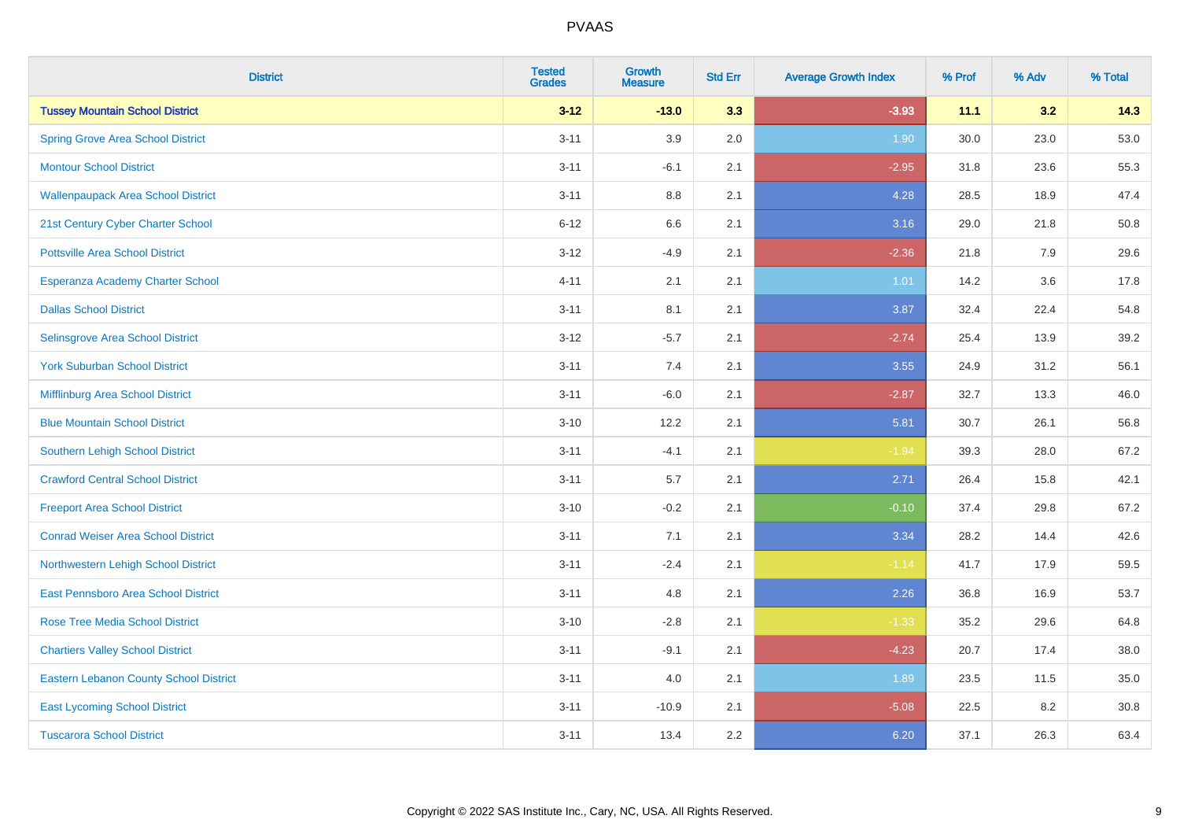| District | Tested Grades | Growth Measure | Std Err | Average Growth Index | % Prof | % Adv | % Total |
|---|---|---|---|---|---|---|---|
| **Tussey Mountain School District** | **3-12** | **-13.0** | **3.3** | **-3.93** | **11.1** | **3.2** | **14.3** |
| Spring Grove Area School District | 3-11 | 3.9 | 2.0 | 1.90 | 30.0 | 23.0 | 53.0 |
| Montour School District | 3-11 | -6.1 | 2.1 | -2.95 | 31.8 | 23.6 | 55.3 |
| Wallenpaupack Area School District | 3-11 | 8.8 | 2.1 | 4.28 | 28.5 | 18.9 | 47.4 |
| 21st Century Cyber Charter School | 6-12 | 6.6 | 2.1 | 3.16 | 29.0 | 21.8 | 50.8 |
| Pottsville Area School District | 3-12 | -4.9 | 2.1 | -2.36 | 21.8 | 7.9 | 29.6 |
| Esperanza Academy Charter School | 4-11 | 2.1 | 2.1 | 1.01 | 14.2 | 3.6 | 17.8 |
| Dallas School District | 3-11 | 8.1 | 2.1 | 3.87 | 32.4 | 22.4 | 54.8 |
| Selinsgrove Area School District | 3-12 | -5.7 | 2.1 | -2.74 | 25.4 | 13.9 | 39.2 |
| York Suburban School District | 3-11 | 7.4 | 2.1 | 3.55 | 24.9 | 31.2 | 56.1 |
| Mifflinburg Area School District | 3-11 | -6.0 | 2.1 | -2.87 | 32.7 | 13.3 | 46.0 |
| Blue Mountain School District | 3-10 | 12.2 | 2.1 | 5.81 | 30.7 | 26.1 | 56.8 |
| Southern Lehigh School District | 3-11 | -4.1 | 2.1 | -1.94 | 39.3 | 28.0 | 67.2 |
| Crawford Central School District | 3-11 | 5.7 | 2.1 | 2.71 | 26.4 | 15.8 | 42.1 |
| Freeport Area School District | 3-10 | -0.2 | 2.1 | -0.10 | 37.4 | 29.8 | 67.2 |
| Conrad Weiser Area School District | 3-11 | 7.1 | 2.1 | 3.34 | 28.2 | 14.4 | 42.6 |
| Northwestern Lehigh School District | 3-11 | -2.4 | 2.1 | -1.14 | 41.7 | 17.9 | 59.5 |
| East Pennsboro Area School District | 3-11 | 4.8 | 2.1 | 2.26 | 36.8 | 16.9 | 53.7 |
| Rose Tree Media School District | 3-10 | -2.8 | 2.1 | -1.33 | 35.2 | 29.6 | 64.8 |
| Chartiers Valley School District | 3-11 | -9.1 | 2.1 | -4.23 | 20.7 | 17.4 | 38.0 |
| Eastern Lebanon County School District | 3-11 | 4.0 | 2.1 | 1.89 | 23.5 | 11.5 | 35.0 |
| East Lycoming School District | 3-11 | -10.9 | 2.1 | -5.08 | 22.5 | 8.2 | 30.8 |
| Tuscarora School District | 3-11 | 13.4 | 2.2 | 6.20 | 37.1 | 26.3 | 63.4 |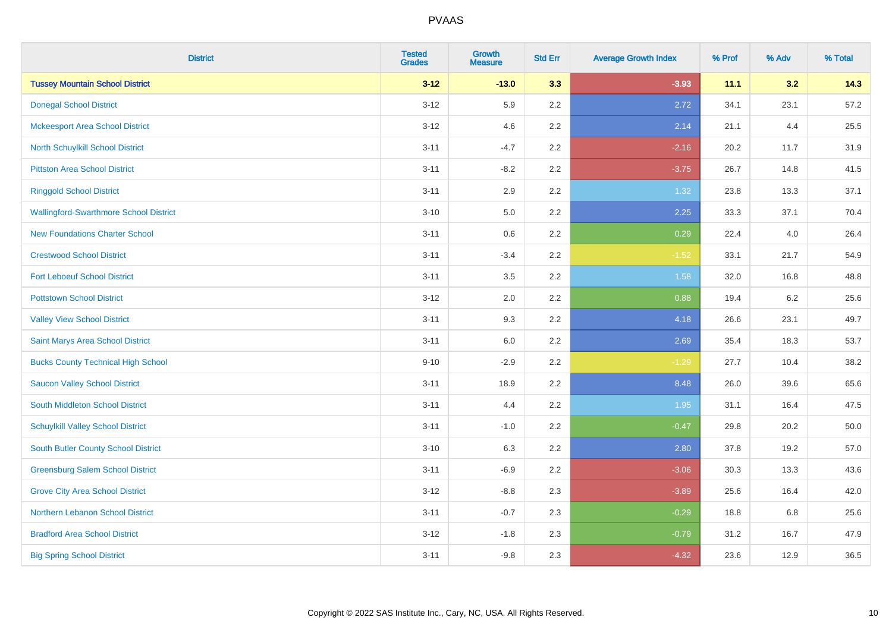| District | Tested Grades | Growth Measure | Std Err | Average Growth Index | % Prof | % Adv | % Total |
|---|---|---|---|---|---|---|---|
| **Tussey Mountain School District** | **3-12** | **-13.0** | **3.3** | **-3.93** | **11.1** | **3.2** | **14.3** |
| Donegal School District | 3-12 | 5.9 | 2.2 | 2.72 | 34.1 | 23.1 | 57.2 |
| Mckeesport Area School District | 3-12 | 4.6 | 2.2 | 2.14 | 21.1 | 4.4 | 25.5 |
| North Schuylkill School District | 3-11 | -4.7 | 2.2 | -2.16 | 20.2 | 11.7 | 31.9 |
| Pittston Area School District | 3-11 | -8.2 | 2.2 | -3.75 | 26.7 | 14.8 | 41.5 |
| Ringgold School District | 3-11 | 2.9 | 2.2 | 1.32 | 23.8 | 13.3 | 37.1 |
| Wallingford-Swarthmore School District | 3-10 | 5.0 | 2.2 | 2.25 | 33.3 | 37.1 | 70.4 |
| New Foundations Charter School | 3-11 | 0.6 | 2.2 | 0.29 | 22.4 | 4.0 | 26.4 |
| Crestwood School District | 3-11 | -3.4 | 2.2 | -1.52 | 33.1 | 21.7 | 54.9 |
| Fort Leboeuf School District | 3-11 | 3.5 | 2.2 | 1.58 | 32.0 | 16.8 | 48.8 |
| Pottstown School District | 3-12 | 2.0 | 2.2 | 0.88 | 19.4 | 6.2 | 25.6 |
| Valley View School District | 3-11 | 9.3 | 2.2 | 4.18 | 26.6 | 23.1 | 49.7 |
| Saint Marys Area School District | 3-11 | 6.0 | 2.2 | 2.69 | 35.4 | 18.3 | 53.7 |
| Bucks County Technical High School | 9-10 | -2.9 | 2.2 | -1.29 | 27.7 | 10.4 | 38.2 |
| Saucon Valley School District | 3-11 | 18.9 | 2.2 | 8.48 | 26.0 | 39.6 | 65.6 |
| South Middleton School District | 3-11 | 4.4 | 2.2 | 1.95 | 31.1 | 16.4 | 47.5 |
| Schuylkill Valley School District | 3-11 | -1.0 | 2.2 | -0.47 | 29.8 | 20.2 | 50.0 |
| South Butler County School District | 3-10 | 6.3 | 2.2 | 2.80 | 37.8 | 19.2 | 57.0 |
| Greensburg Salem School District | 3-11 | -6.9 | 2.2 | -3.06 | 30.3 | 13.3 | 43.6 |
| Grove City Area School District | 3-12 | -8.8 | 2.3 | -3.89 | 25.6 | 16.4 | 42.0 |
| Northern Lebanon School District | 3-11 | -0.7 | 2.3 | -0.29 | 18.8 | 6.8 | 25.6 |
| Bradford Area School District | 3-12 | -1.8 | 2.3 | -0.79 | 31.2 | 16.7 | 47.9 |
| Big Spring School District | 3-11 | -9.8 | 2.3 | -4.32 | 23.6 | 12.9 | 36.5 |

Copyright © 2022 SAS Institute Inc., Cary, NC, USA. All Rights Reserved.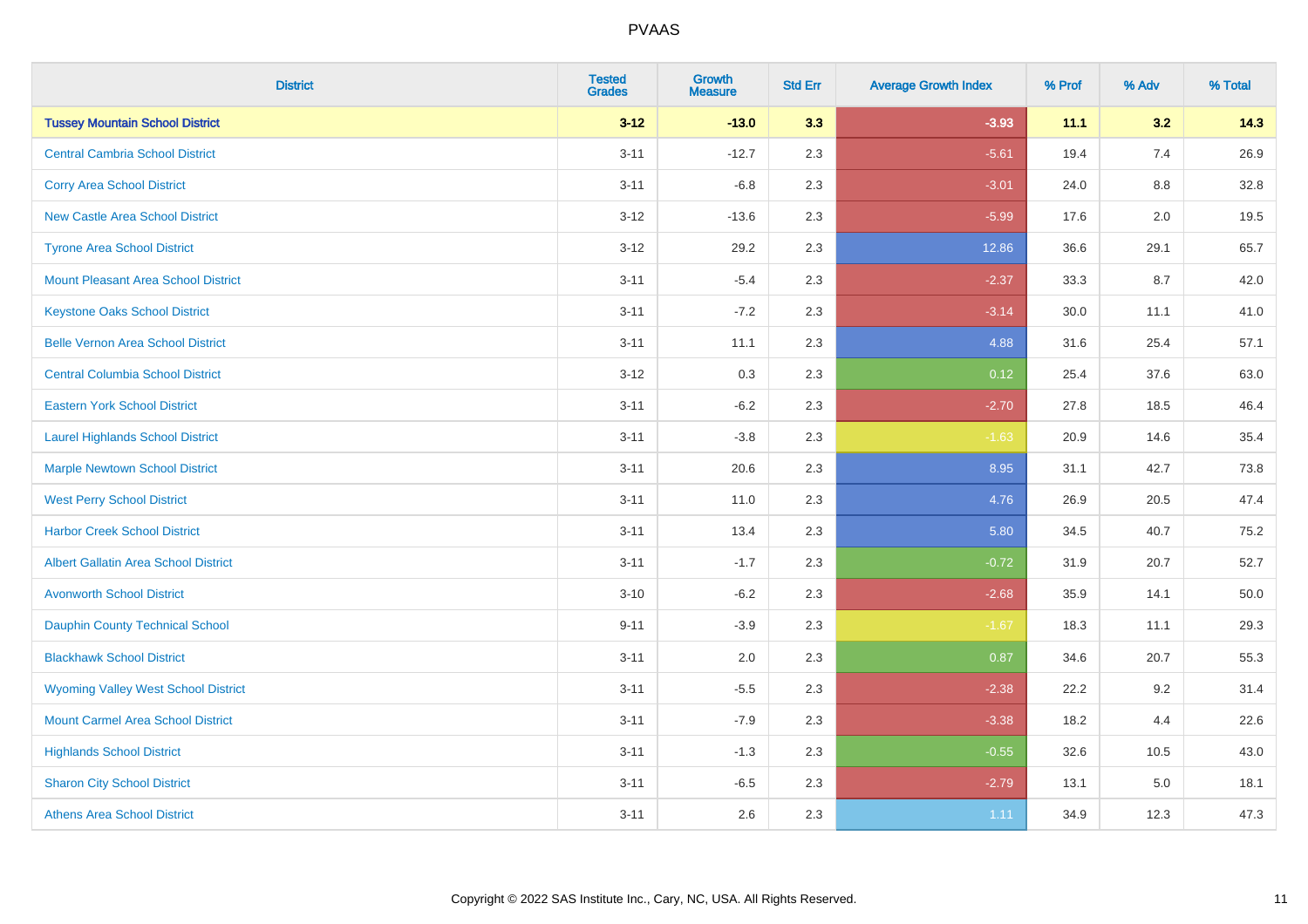# PVAAS

| District | Tested Grades | Growth Measure | Std Err | Average Growth Index | % Prof | % Adv | % Total |
|---|---|---|---|---|---|---|---|
| **Tussey Mountain School District** | **3-12** | **-13.0** | **3.3** | **-3.93** | **11.1** | **3.2** | **14.3** |
| Central Cambria School District | 3-11 | -12.7 | 2.3 | -5.61 | 19.4 | 7.4 | 26.9 |
| Corry Area School District | 3-11 | -6.8 | 2.3 | -3.01 | 24.0 | 8.8 | 32.8 |
| New Castle Area School District | 3-12 | -13.6 | 2.3 | -5.99 | 17.6 | 2.0 | 19.5 |
| Tyrone Area School District | 3-12 | 29.2 | 2.3 | 12.86 | 36.6 | 29.1 | 65.7 |
| Mount Pleasant Area School District | 3-11 | -5.4 | 2.3 | -2.37 | 33.3 | 8.7 | 42.0 |
| Keystone Oaks School District | 3-11 | -7.2 | 2.3 | -3.14 | 30.0 | 11.1 | 41.0 |
| Belle Vernon Area School District | 3-11 | 11.1 | 2.3 | 4.88 | 31.6 | 25.4 | 57.1 |
| Central Columbia School District | 3-12 | 0.3 | 2.3 | 0.12 | 25.4 | 37.6 | 63.0 |
| Eastern York School District | 3-11 | -6.2 | 2.3 | -2.70 | 27.8 | 18.5 | 46.4 |
| Laurel Highlands School District | 3-11 | -3.8 | 2.3 | -1.63 | 20.9 | 14.6 | 35.4 |
| Marple Newtown School District | 3-11 | 20.6 | 2.3 | 8.95 | 31.1 | 42.7 | 73.8 |
| West Perry School District | 3-11 | 11.0 | 2.3 | 4.76 | 26.9 | 20.5 | 47.4 |
| Harbor Creek School District | 3-11 | 13.4 | 2.3 | 5.80 | 34.5 | 40.7 | 75.2 |
| Albert Gallatin Area School District | 3-11 | -1.7 | 2.3 | -0.72 | 31.9 | 20.7 | 52.7 |
| Avonworth School District | 3-10 | -6.2 | 2.3 | -2.68 | 35.9 | 14.1 | 50.0 |
| Dauphin County Technical School | 9-11 | -3.9 | 2.3 | -1.67 | 18.3 | 11.1 | 29.3 |
| Blackhawk School District | 3-11 | 2.0 | 2.3 | 0.87 | 34.6 | 20.7 | 55.3 |
| Wyoming Valley West School District | 3-11 | -5.5 | 2.3 | -2.38 | 22.2 | 9.2 | 31.4 |
| Mount Carmel Area School District | 3-11 | -7.9 | 2.3 | -3.38 | 18.2 | 4.4 | 22.6 |
| Highlands School District | 3-11 | -1.3 | 2.3 | -0.55 | 32.6 | 10.5 | 43.0 |
| Sharon City School District | 3-11 | -6.5 | 2.3 | -2.79 | 13.1 | 5.0 | 18.1 |
| Athens Area School District | 3-11 | 2.6 | 2.3 | 1.11 | 34.9 | 12.3 | 47.3 |

Copyright © 2022 SAS Institute Inc., Cary, NC, USA. All Rights Reserved.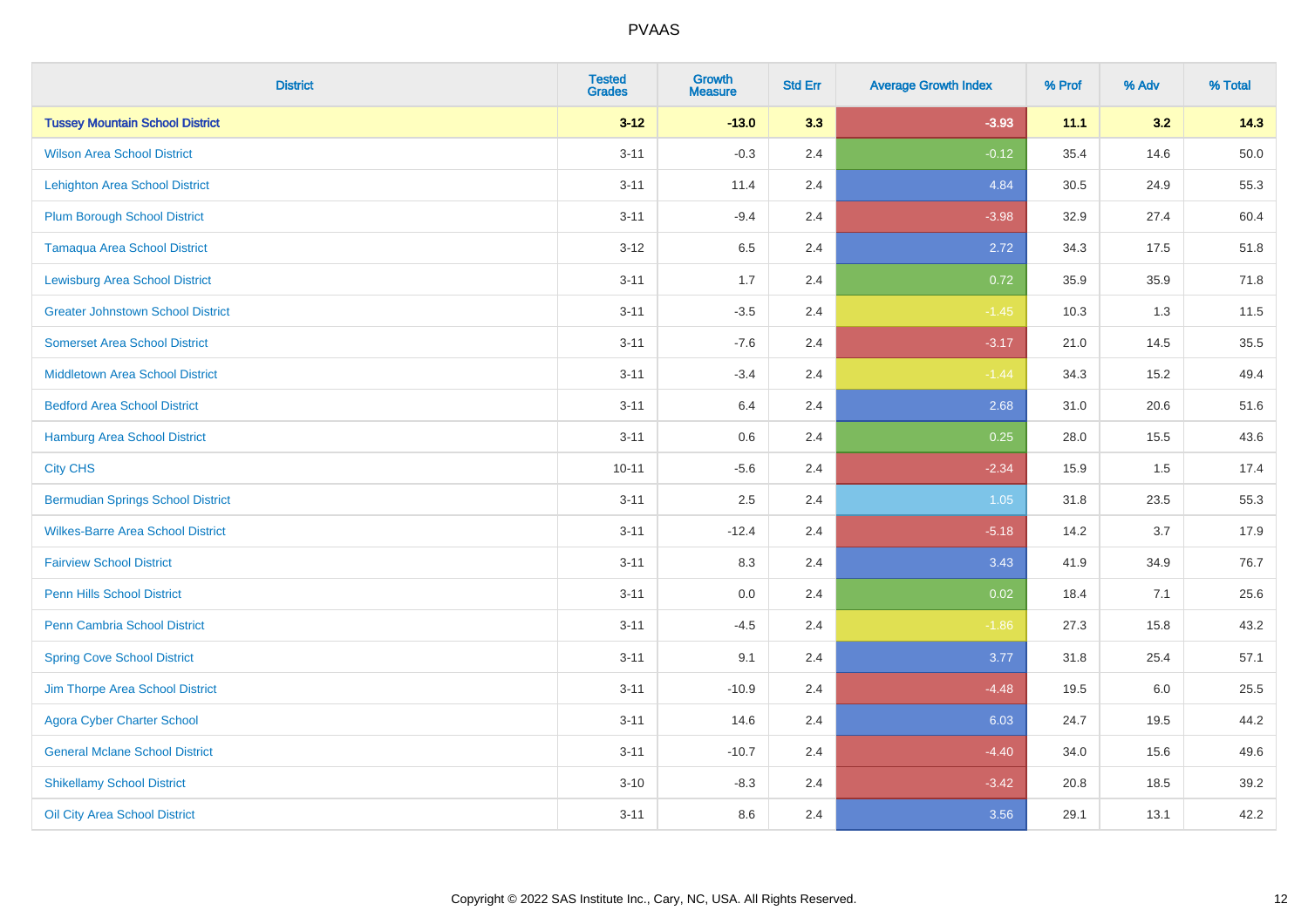PVAAS

| District | Tested Grades | Growth Measure | Std Err | Average Growth Index | % Prof | % Adv | % Total |
|---|---|---|---|---|---|---|---|
| **Tussey Mountain School District** | **3-12** | **-13.0** | **3.3** | **-3.93** | **11.1** | **3.2** | **14.3** |
| Wilson Area School District | 3-11 | -0.3 | 2.4 | -0.12 | 35.4 | 14.6 | 50.0 |
| Lehighton Area School District | 3-11 | 11.4 | 2.4 | 4.84 | 30.5 | 24.9 | 55.3 |
| Plum Borough School District | 3-11 | -9.4 | 2.4 | -3.98 | 32.9 | 27.4 | 60.4 |
| Tamaqua Area School District | 3-12 | 6.5 | 2.4 | 2.72 | 34.3 | 17.5 | 51.8 |
| Lewisburg Area School District | 3-11 | 1.7 | 2.4 | 0.72 | 35.9 | 35.9 | 71.8 |
| Greater Johnstown School District | 3-11 | -3.5 | 2.4 | -1.45 | 10.3 | 1.3 | 11.5 |
| Somerset Area School District | 3-11 | -7.6 | 2.4 | -3.17 | 21.0 | 14.5 | 35.5 |
| Middletown Area School District | 3-11 | -3.4 | 2.4 | -1.44 | 34.3 | 15.2 | 49.4 |
| Bedford Area School District | 3-11 | 6.4 | 2.4 | 2.68 | 31.0 | 20.6 | 51.6 |
| Hamburg Area School District | 3-11 | 0.6 | 2.4 | 0.25 | 28.0 | 15.5 | 43.6 |
| City CHS | 10-11 | -5.6 | 2.4 | -2.34 | 15.9 | 1.5 | 17.4 |
| Bermudian Springs School District | 3-11 | 2.5 | 2.4 | 1.05 | 31.8 | 23.5 | 55.3 |
| Wilkes-Barre Area School District | 3-11 | -12.4 | 2.4 | -5.18 | 14.2 | 3.7 | 17.9 |
| Fairview School District | 3-11 | 8.3 | 2.4 | 3.43 | 41.9 | 34.9 | 76.7 |
| Penn Hills School District | 3-11 | 0.0 | 2.4 | 0.02 | 18.4 | 7.1 | 25.6 |
| Penn Cambria School District | 3-11 | -4.5 | 2.4 | -1.86 | 27.3 | 15.8 | 43.2 |
| Spring Cove School District | 3-11 | 9.1 | 2.4 | 3.77 | 31.8 | 25.4 | 57.1 |
| Jim Thorpe Area School District | 3-11 | -10.9 | 2.4 | -4.48 | 19.5 | 6.0 | 25.5 |
| Agora Cyber Charter School | 3-11 | 14.6 | 2.4 | 6.03 | 24.7 | 19.5 | 44.2 |
| General Mclane School District | 3-11 | -10.7 | 2.4 | -4.40 | 34.0 | 15.6 | 49.6 |
| Shikellamy School District | 3-10 | -8.3 | 2.4 | -3.42 | 20.8 | 18.5 | 39.2 |
| Oil City Area School District | 3-11 | 8.6 | 2.4 | 3.56 | 29.1 | 13.1 | 42.2 |

Copyright © 2022 SAS Institute Inc., Cary, NC, USA. All Rights Reserved.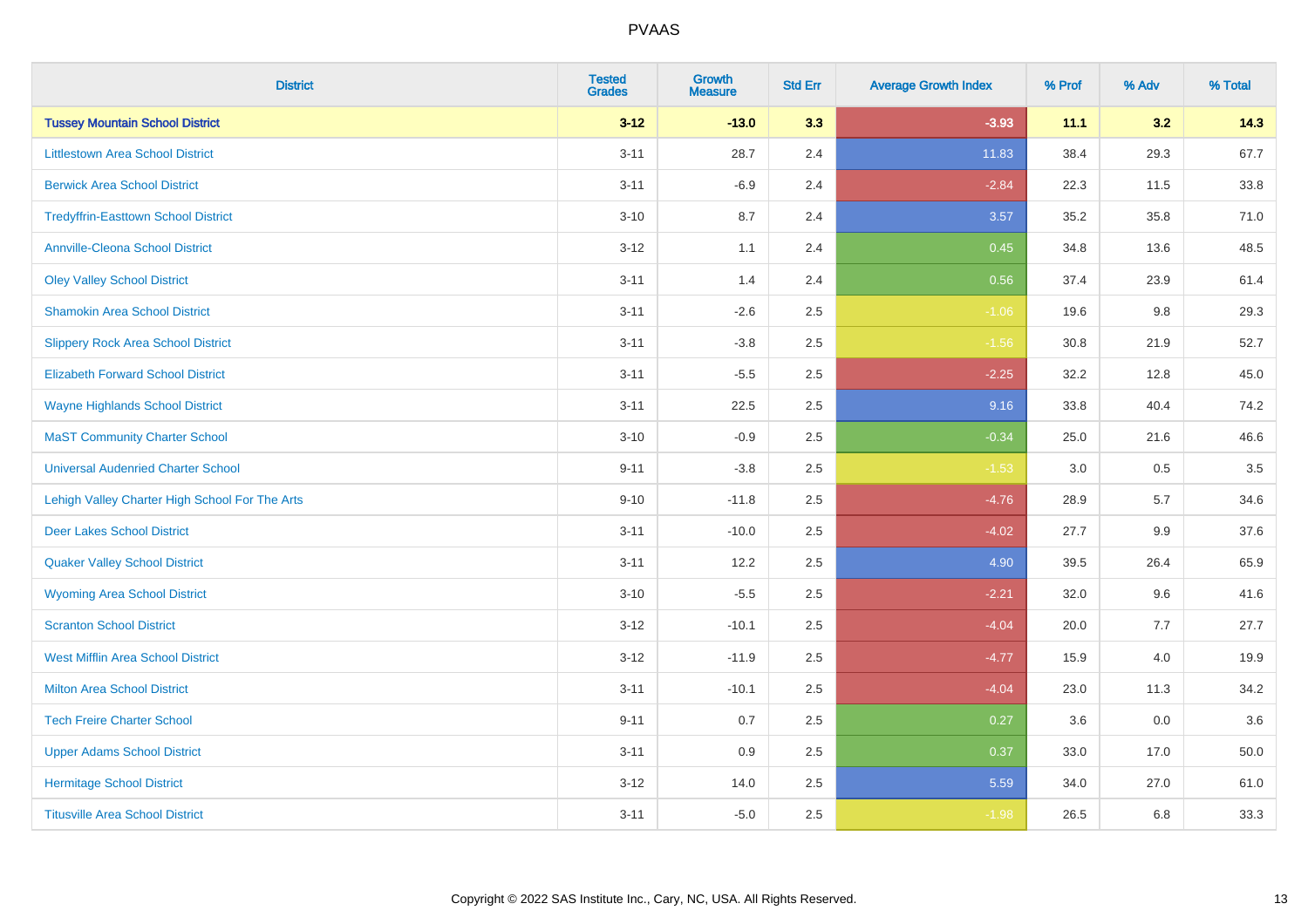# PVAAS

| District | Tested Grades | Growth Measure | Std Err | Average Growth Index | % Prof | % Adv | % Total |
|---|---|---|---|---|---|---|---|
| **Tussey Mountain School District** | **3-12** | **-13.0** | **3.3** | **-3.93** | **11.1** | **3.2** | **14.3** |
| Littlestown Area School District | 3-11 | 28.7 | 2.4 | 11.83 | 38.4 | 29.3 | 67.7 |
| Berwick Area School District | 3-11 | -6.9 | 2.4 | -2.84 | 22.3 | 11.5 | 33.8 |
| Tredyffrin-Easttown School District | 3-10 | 8.7 | 2.4 | 3.57 | 35.2 | 35.8 | 71.0 |
| Annville-Cleona School District | 3-12 | 1.1 | 2.4 | 0.45 | 34.8 | 13.6 | 48.5 |
| Oley Valley School District | 3-11 | 1.4 | 2.4 | 0.56 | 37.4 | 23.9 | 61.4 |
| Shamokin Area School District | 3-11 | -2.6 | 2.5 | -1.06 | 19.6 | 9.8 | 29.3 |
| Slippery Rock Area School District | 3-11 | -3.8 | 2.5 | -1.56 | 30.8 | 21.9 | 52.7 |
| Elizabeth Forward School District | 3-11 | -5.5 | 2.5 | -2.25 | 32.2 | 12.8 | 45.0 |
| Wayne Highlands School District | 3-11 | 22.5 | 2.5 | 9.16 | 33.8 | 40.4 | 74.2 |
| MaST Community Charter School | 3-10 | -0.9 | 2.5 | -0.34 | 25.0 | 21.6 | 46.6 |
| Universal Audenried Charter School | 9-11 | -3.8 | 2.5 | -1.53 | 3.0 | 0.5 | 3.5 |
| Lehigh Valley Charter High School For The Arts | 9-10 | -11.8 | 2.5 | -4.76 | 28.9 | 5.7 | 34.6 |
| Deer Lakes School District | 3-11 | -10.0 | 2.5 | -4.02 | 27.7 | 9.9 | 37.6 |
| Quaker Valley School District | 3-11 | 12.2 | 2.5 | 4.90 | 39.5 | 26.4 | 65.9 |
| Wyoming Area School District | 3-10 | -5.5 | 2.5 | -2.21 | 32.0 | 9.6 | 41.6 |
| Scranton School District | 3-12 | -10.1 | 2.5 | -4.04 | 20.0 | 7.7 | 27.7 |
| West Mifflin Area School District | 3-12 | -11.9 | 2.5 | -4.77 | 15.9 | 4.0 | 19.9 |
| Milton Area School District | 3-11 | -10.1 | 2.5 | -4.04 | 23.0 | 11.3 | 34.2 |
| Tech Freire Charter School | 9-11 | 0.7 | 2.5 | 0.27 | 3.6 | 0.0 | 3.6 |
| Upper Adams School District | 3-11 | 0.9 | 2.5 | 0.37 | 33.0 | 17.0 | 50.0 |
| Hermitage School District | 3-12 | 14.0 | 2.5 | 5.59 | 34.0 | 27.0 | 61.0 |
| Titusville Area School District | 3-11 | -5.0 | 2.5 | -1.98 | 26.5 | 6.8 | 33.3 |

Copyright © 2022 SAS Institute Inc., Cary, NC, USA. All Rights Reserved.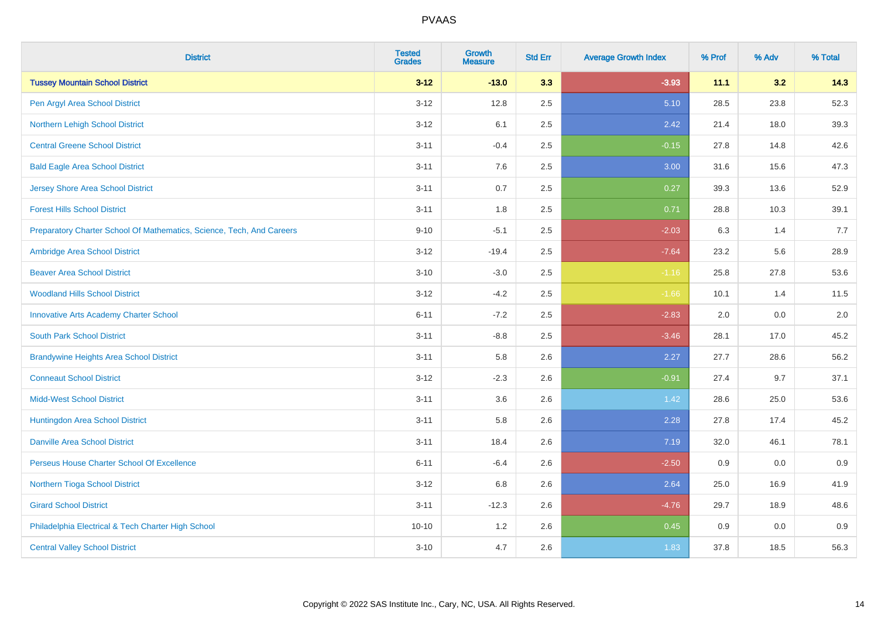# PVAAS

| District | Tested Grades | Growth Measure | Std Err | Average Growth Index | % Prof | % Adv | % Total |
|---|---|---|---|---|---|---|---|
| **Tussey Mountain School District** | **3-12** | **-13.0** | **3.3** | **-3.93** | **11.1** | **3.2** | **14.3** |
| Pen Argyl Area School District | 3-12 | 12.8 | 2.5 | 5.10 | 28.5 | 23.8 | 52.3 |
| Northern Lehigh School District | 3-12 | 6.1 | 2.5 | 2.42 | 21.4 | 18.0 | 39.3 |
| Central Greene School District | 3-11 | -0.4 | 2.5 | -0.15 | 27.8 | 14.8 | 42.6 |
| Bald Eagle Area School District | 3-11 | 7.6 | 2.5 | 3.00 | 31.6 | 15.6 | 47.3 |
| Jersey Shore Area School District | 3-11 | 0.7 | 2.5 | 0.27 | 39.3 | 13.6 | 52.9 |
| Forest Hills School District | 3-11 | 1.8 | 2.5 | 0.71 | 28.8 | 10.3 | 39.1 |
| Preparatory Charter School Of Mathematics, Science, Tech, And Careers | 9-10 | -5.1 | 2.5 | -2.03 | 6.3 | 1.4 | 7.7 |
| Ambridge Area School District | 3-12 | -19.4 | 2.5 | -7.64 | 23.2 | 5.6 | 28.9 |
| Beaver Area School District | 3-10 | -3.0 | 2.5 | -1.16 | 25.8 | 27.8 | 53.6 |
| Woodland Hills School District | 3-12 | -4.2 | 2.5 | -1.66 | 10.1 | 1.4 | 11.5 |
| Innovative Arts Academy Charter School | 6-11 | -7.2 | 2.5 | -2.83 | 2.0 | 0.0 | 2.0 |
| South Park School District | 3-11 | -8.8 | 2.5 | -3.46 | 28.1 | 17.0 | 45.2 |
| Brandywine Heights Area School District | 3-11 | 5.8 | 2.6 | 2.27 | 27.7 | 28.6 | 56.2 |
| Conneaut School District | 3-12 | -2.3 | 2.6 | -0.91 | 27.4 | 9.7 | 37.1 |
| Midd-West School District | 3-11 | 3.6 | 2.6 | 1.42 | 28.6 | 25.0 | 53.6 |
| Huntingdon Area School District | 3-11 | 5.8 | 2.6 | 2.28 | 27.8 | 17.4 | 45.2 |
| Danville Area School District | 3-11 | 18.4 | 2.6 | 7.19 | 32.0 | 46.1 | 78.1 |
| Perseus House Charter School Of Excellence | 6-11 | -6.4 | 2.6 | -2.50 | 0.9 | 0.0 | 0.9 |
| Northern Tioga School District | 3-12 | 6.8 | 2.6 | 2.64 | 25.0 | 16.9 | 41.9 |
| Girard School District | 3-11 | -12.3 | 2.6 | -4.76 | 29.7 | 18.9 | 48.6 |
| Philadelphia Electrical & Tech Charter High School | 10-10 | 1.2 | 2.6 | 0.45 | 0.9 | 0.0 | 0.9 |
| Central Valley School District | 3-10 | 4.7 | 2.6 | 1.83 | 37.8 | 18.5 | 56.3 |

Copyright © 2022 SAS Institute Inc., Cary, NC, USA. All Rights Reserved.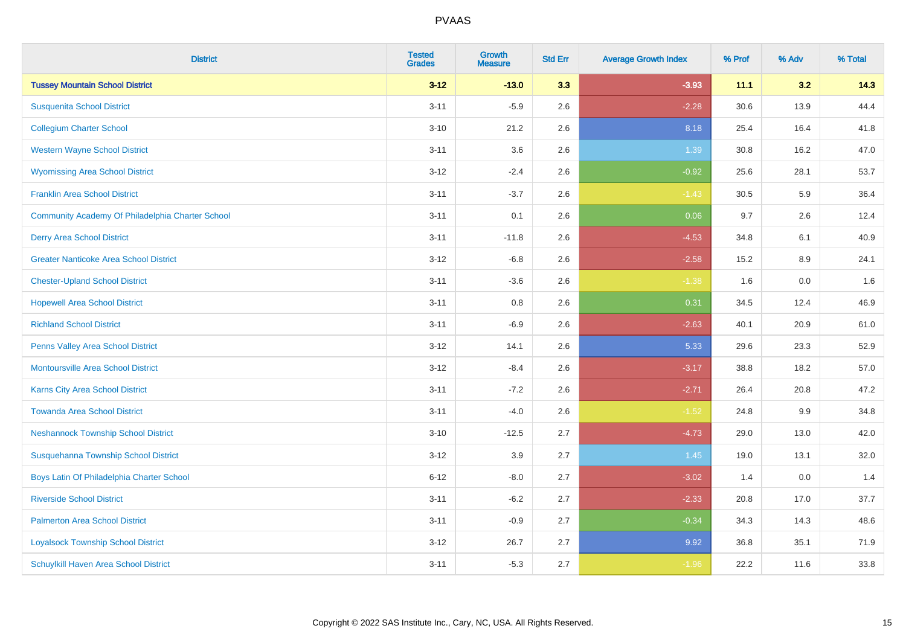| District | Tested Grades | Growth Measure | Std Err | Average Growth Index | % Prof | % Adv | % Total |
|---|---|---|---|---|---|---|---|
| **Tussey Mountain School District** | **3-12** | **-13.0** | **3.3** | **-3.93** | **11.1** | **3.2** | **14.3** |
| Susquenita School District | 3-11 | -5.9 | 2.6 | -2.28 | 30.6 | 13.9 | 44.4 |
| Collegium Charter School | 3-10 | 21.2 | 2.6 | 8.18 | 25.4 | 16.4 | 41.8 |
| Western Wayne School District | 3-11 | 3.6 | 2.6 | 1.39 | 30.8 | 16.2 | 47.0 |
| Wyomissing Area School District | 3-12 | -2.4 | 2.6 | -0.92 | 25.6 | 28.1 | 53.7 |
| Franklin Area School District | 3-11 | -3.7 | 2.6 | -1.43 | 30.5 | 5.9 | 36.4 |
| Community Academy Of Philadelphia Charter School | 3-11 | 0.1 | 2.6 | 0.06 | 9.7 | 2.6 | 12.4 |
| Derry Area School District | 3-11 | -11.8 | 2.6 | -4.53 | 34.8 | 6.1 | 40.9 |
| Greater Nanticoke Area School District | 3-12 | -6.8 | 2.6 | -2.58 | 15.2 | 8.9 | 24.1 |
| Chester-Upland School District | 3-11 | -3.6 | 2.6 | -1.38 | 1.6 | 0.0 | 1.6 |
| Hopewell Area School District | 3-11 | 0.8 | 2.6 | 0.31 | 34.5 | 12.4 | 46.9 |
| Richland School District | 3-11 | -6.9 | 2.6 | -2.63 | 40.1 | 20.9 | 61.0 |
| Penns Valley Area School District | 3-12 | 14.1 | 2.6 | 5.33 | 29.6 | 23.3 | 52.9 |
| Montoursville Area School District | 3-12 | -8.4 | 2.6 | -3.17 | 38.8 | 18.2 | 57.0 |
| Karns City Area School District | 3-11 | -7.2 | 2.6 | -2.71 | 26.4 | 20.8 | 47.2 |
| Towanda Area School District | 3-11 | -4.0 | 2.6 | -1.52 | 24.8 | 9.9 | 34.8 |
| Neshannock Township School District | 3-10 | -12.5 | 2.7 | -4.73 | 29.0 | 13.0 | 42.0 |
| Susquehanna Township School District | 3-12 | 3.9 | 2.7 | 1.45 | 19.0 | 13.1 | 32.0 |
| Boys Latin Of Philadelphia Charter School | 6-12 | -8.0 | 2.7 | -3.02 | 1.4 | 0.0 | 1.4 |
| Riverside School District | 3-11 | -6.2 | 2.7 | -2.33 | 20.8 | 17.0 | 37.7 |
| Palmerton Area School District | 3-11 | -0.9 | 2.7 | -0.34 | 34.3 | 14.3 | 48.6 |
| Loyalsock Township School District | 3-12 | 26.7 | 2.7 | 9.92 | 36.8 | 35.1 | 71.9 |
| Schuylkill Haven Area School District | 3-11 | -5.3 | 2.7 | -1.96 | 22.2 | 11.6 | 33.8 |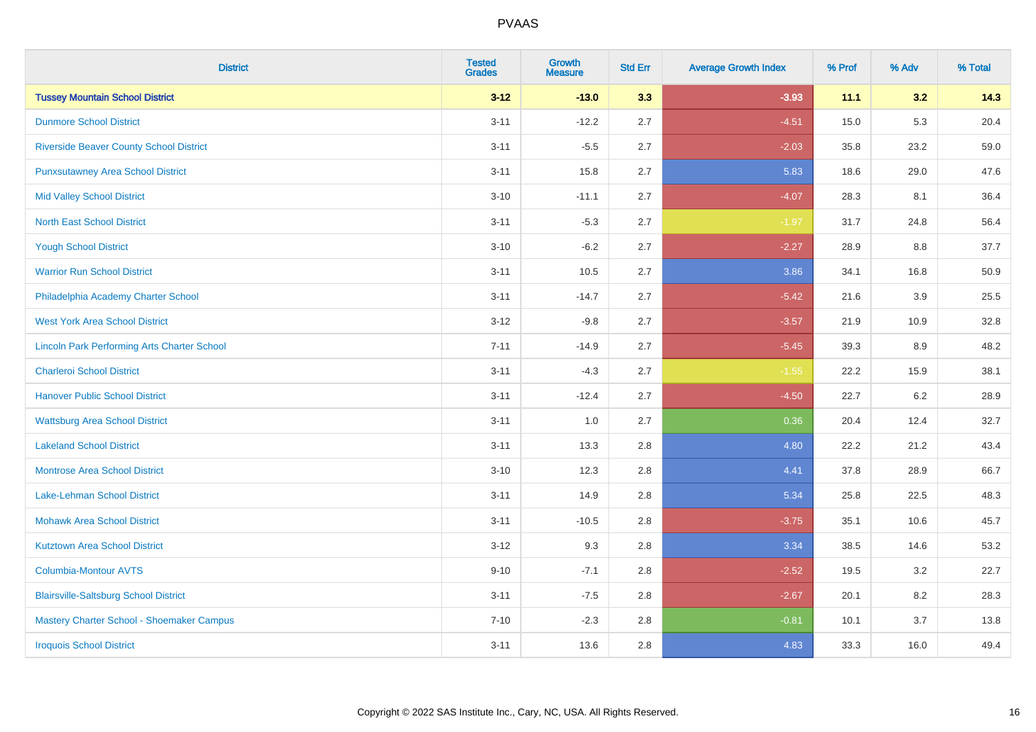# PVAAS

| District | Tested Grades | Growth Measure | Std Err | Average Growth Index | % Prof | % Adv | % Total |
|---|---|---|---|---|---|---|---|
| **Tussey Mountain School District** | **3-12** | **-13.0** | **3.3** | **-3.93** | **11.1** | **3.2** | **14.3** |
| Dunmore School District | 3-11 | -12.2 | 2.7 | -4.51 | 15.0 | 5.3 | 20.4 |
| Riverside Beaver County School District | 3-11 | -5.5 | 2.7 | -2.03 | 35.8 | 23.2 | 59.0 |
| Punxsutawney Area School District | 3-11 | 15.8 | 2.7 | 5.83 | 18.6 | 29.0 | 47.6 |
| Mid Valley School District | 3-10 | -11.1 | 2.7 | -4.07 | 28.3 | 8.1 | 36.4 |
| North East School District | 3-11 | -5.3 | 2.7 | -1.97 | 31.7 | 24.8 | 56.4 |
| Yough School District | 3-10 | -6.2 | 2.7 | -2.27 | 28.9 | 8.8 | 37.7 |
| Warrior Run School District | 3-11 | 10.5 | 2.7 | 3.86 | 34.1 | 16.8 | 50.9 |
| Philadelphia Academy Charter School | 3-11 | -14.7 | 2.7 | -5.42 | 21.6 | 3.9 | 25.5 |
| West York Area School District | 3-12 | -9.8 | 2.7 | -3.57 | 21.9 | 10.9 | 32.8 |
| Lincoln Park Performing Arts Charter School | 7-11 | -14.9 | 2.7 | -5.45 | 39.3 | 8.9 | 48.2 |
| Charleroi School District | 3-11 | -4.3 | 2.7 | -1.55 | 22.2 | 15.9 | 38.1 |
| Hanover Public School District | 3-11 | -12.4 | 2.7 | -4.50 | 22.7 | 6.2 | 28.9 |
| Wattsburg Area School District | 3-11 | 1.0 | 2.7 | 0.36 | 20.4 | 12.4 | 32.7 |
| Lakeland School District | 3-11 | 13.3 | 2.8 | 4.80 | 22.2 | 21.2 | 43.4 |
| Montrose Area School District | 3-10 | 12.3 | 2.8 | 4.41 | 37.8 | 28.9 | 66.7 |
| Lake-Lehman School District | 3-11 | 14.9 | 2.8 | 5.34 | 25.8 | 22.5 | 48.3 |
| Mohawk Area School District | 3-11 | -10.5 | 2.8 | -3.75 | 35.1 | 10.6 | 45.7 |
| Kutztown Area School District | 3-12 | 9.3 | 2.8 | 3.34 | 38.5 | 14.6 | 53.2 |
| Columbia-Montour AVTS | 9-10 | -7.1 | 2.8 | -2.52 | 19.5 | 3.2 | 22.7 |
| Blairsville-Saltsburg School District | 3-11 | -7.5 | 2.8 | -2.67 | 20.1 | 8.2 | 28.3 |
| Mastery Charter School - Shoemaker Campus | 7-10 | -2.3 | 2.8 | -0.81 | 10.1 | 3.7 | 13.8 |
| Iroquois School District | 3-11 | 13.6 | 2.8 | 4.83 | 33.3 | 16.0 | 49.4 |

Copyright © 2022 SAS Institute Inc., Cary, NC, USA. All Rights Reserved.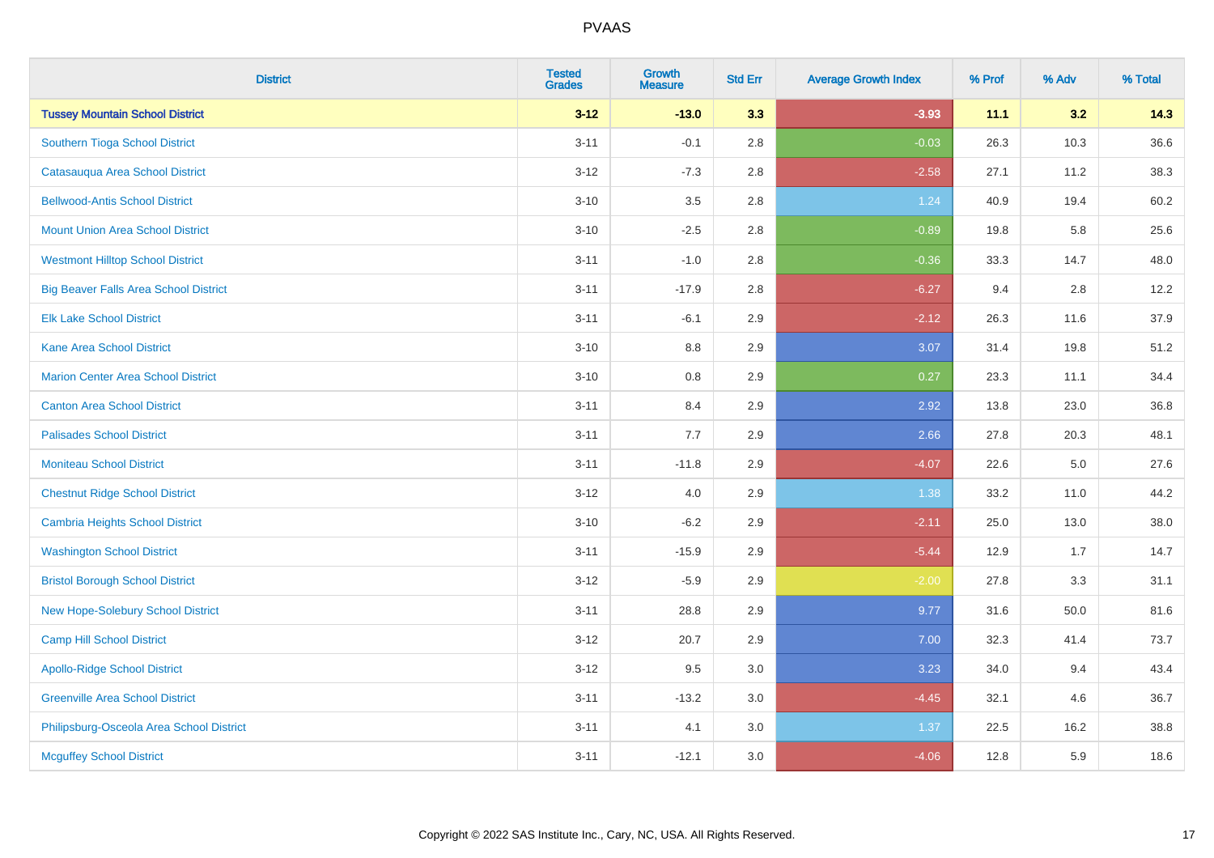| District | Tested Grades | Growth Measure | Std Err | Average Growth Index | % Prof | % Adv | % Total |
|---|---|---|---|---|---|---|---|
| **Tussey Mountain School District** | **3-12** | **-13.0** | **3.3** | **-3.93** | **11.1** | **3.2** | **14.3** |
| Southern Tioga School District | 3-11 | -0.1 | 2.8 | -0.03 | 26.3 | 10.3 | 36.6 |
| Catasauqua Area School District | 3-12 | -7.3 | 2.8 | -2.58 | 27.1 | 11.2 | 38.3 |
| Bellwood-Antis School District | 3-10 | 3.5 | 2.8 | 1.24 | 40.9 | 19.4 | 60.2 |
| Mount Union Area School District | 3-10 | -2.5 | 2.8 | -0.89 | 19.8 | 5.8 | 25.6 |
| Westmont Hilltop School District | 3-11 | -1.0 | 2.8 | -0.36 | 33.3 | 14.7 | 48.0 |
| Big Beaver Falls Area School District | 3-11 | -17.9 | 2.8 | -6.27 | 9.4 | 2.8 | 12.2 |
| Elk Lake School District | 3-11 | -6.1 | 2.9 | -2.12 | 26.3 | 11.6 | 37.9 |
| Kane Area School District | 3-10 | 8.8 | 2.9 | 3.07 | 31.4 | 19.8 | 51.2 |
| Marion Center Area School District | 3-10 | 0.8 | 2.9 | 0.27 | 23.3 | 11.1 | 34.4 |
| Canton Area School District | 3-11 | 8.4 | 2.9 | 2.92 | 13.8 | 23.0 | 36.8 |
| Palisades School District | 3-11 | 7.7 | 2.9 | 2.66 | 27.8 | 20.3 | 48.1 |
| Moniteau School District | 3-11 | -11.8 | 2.9 | -4.07 | 22.6 | 5.0 | 27.6 |
| Chestnut Ridge School District | 3-12 | 4.0 | 2.9 | 1.38 | 33.2 | 11.0 | 44.2 |
| Cambria Heights School District | 3-10 | -6.2 | 2.9 | -2.11 | 25.0 | 13.0 | 38.0 |
| Washington School District | 3-11 | -15.9 | 2.9 | -5.44 | 12.9 | 1.7 | 14.7 |
| Bristol Borough School District | 3-12 | -5.9 | 2.9 | -2.00 | 27.8 | 3.3 | 31.1 |
| New Hope-Solebury School District | 3-11 | 28.8 | 2.9 | 9.77 | 31.6 | 50.0 | 81.6 |
| Camp Hill School District | 3-12 | 20.7 | 2.9 | 7.00 | 32.3 | 41.4 | 73.7 |
| Apollo-Ridge School District | 3-12 | 9.5 | 3.0 | 3.23 | 34.0 | 9.4 | 43.4 |
| Greenville Area School District | 3-11 | -13.2 | 3.0 | -4.45 | 32.1 | 4.6 | 36.7 |
| Philipsburg-Osceola Area School District | 3-11 | 4.1 | 3.0 | 1.37 | 22.5 | 16.2 | 38.8 |
| Mcguffey School District | 3-11 | -12.1 | 3.0 | -4.06 | 12.8 | 5.9 | 18.6 |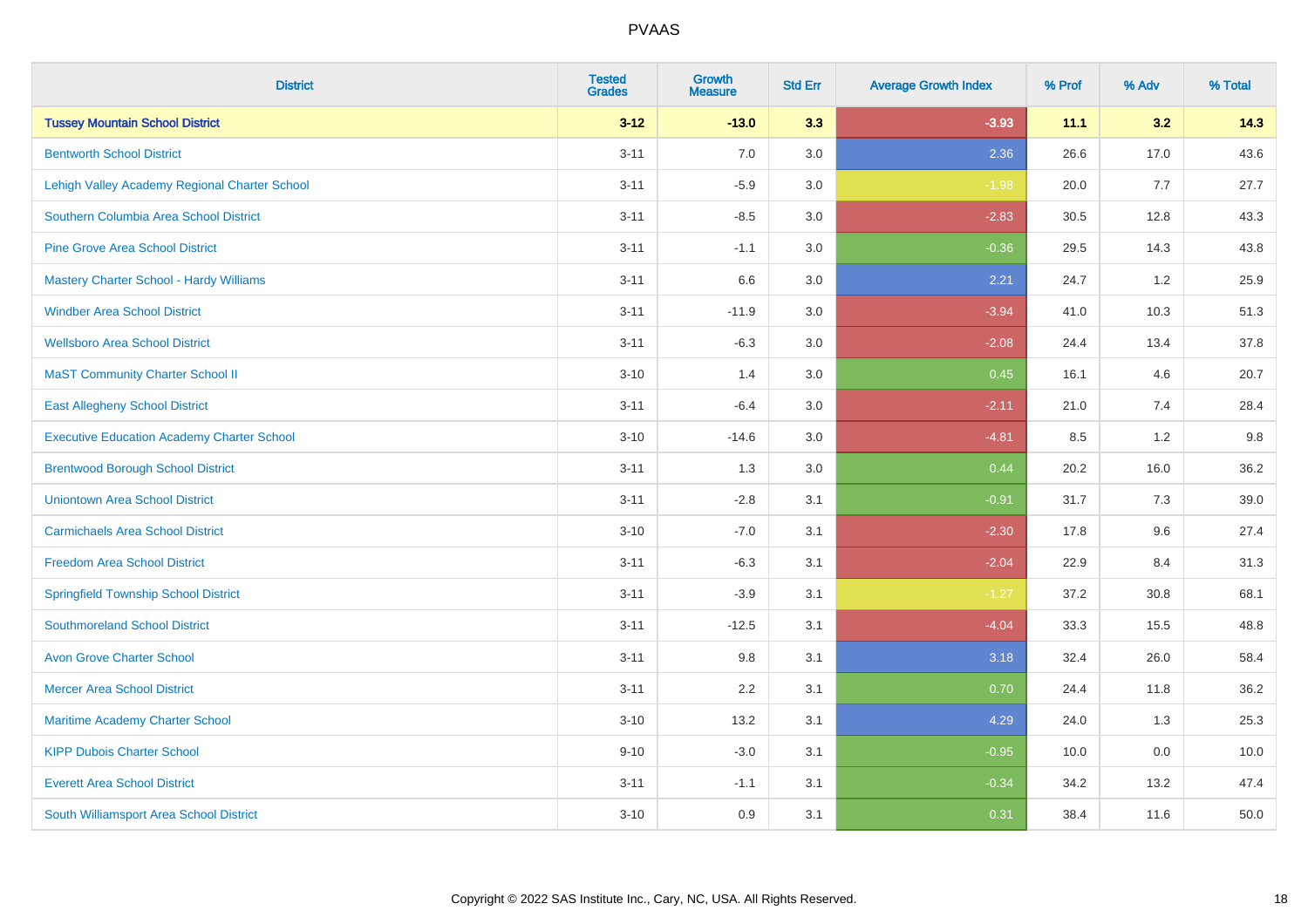| District | Tested Grades | Growth Measure | Std Err | Average Growth Index | % Prof | % Adv | % Total |
|---|---|---|---|---|---|---|---|
| **Tussey Mountain School District** | **3-12** | **-13.0** | **3.3** | **-3.93** | **11.1** | **3.2** | **14.3** |
| Bentworth School District | 3-11 | 7.0 | 3.0 | 2.36 | 26.6 | 17.0 | 43.6 |
| Lehigh Valley Academy Regional Charter School | 3-11 | -5.9 | 3.0 | -1.98 | 20.0 | 7.7 | 27.7 |
| Southern Columbia Area School District | 3-11 | -8.5 | 3.0 | -2.83 | 30.5 | 12.8 | 43.3 |
| Pine Grove Area School District | 3-11 | -1.1 | 3.0 | -0.36 | 29.5 | 14.3 | 43.8 |
| Mastery Charter School - Hardy Williams | 3-11 | 6.6 | 3.0 | 2.21 | 24.7 | 1.2 | 25.9 |
| Windber Area School District | 3-11 | -11.9 | 3.0 | -3.94 | 41.0 | 10.3 | 51.3 |
| Wellsboro Area School District | 3-11 | -6.3 | 3.0 | -2.08 | 24.4 | 13.4 | 37.8 |
| MaST Community Charter School II | 3-10 | 1.4 | 3.0 | 0.45 | 16.1 | 4.6 | 20.7 |
| East Allegheny School District | 3-11 | -6.4 | 3.0 | -2.11 | 21.0 | 7.4 | 28.4 |
| Executive Education Academy Charter School | 3-10 | -14.6 | 3.0 | -4.81 | 8.5 | 1.2 | 9.8 |
| Brentwood Borough School District | 3-11 | 1.3 | 3.0 | 0.44 | 20.2 | 16.0 | 36.2 |
| Uniontown Area School District | 3-11 | -2.8 | 3.1 | -0.91 | 31.7 | 7.3 | 39.0 |
| Carmichaels Area School District | 3-10 | -7.0 | 3.1 | -2.30 | 17.8 | 9.6 | 27.4 |
| Freedom Area School District | 3-11 | -6.3 | 3.1 | -2.04 | 22.9 | 8.4 | 31.3 |
| Springfield Township School District | 3-11 | -3.9 | 3.1 | -1.27 | 37.2 | 30.8 | 68.1 |
| Southmoreland School District | 3-11 | -12.5 | 3.1 | -4.04 | 33.3 | 15.5 | 48.8 |
| Avon Grove Charter School | 3-11 | 9.8 | 3.1 | 3.18 | 32.4 | 26.0 | 58.4 |
| Mercer Area School District | 3-11 | 2.2 | 3.1 | 0.70 | 24.4 | 11.8 | 36.2 |
| Maritime Academy Charter School | 3-10 | 13.2 | 3.1 | 4.29 | 24.0 | 1.3 | 25.3 |
| KIPP Dubois Charter School | 9-10 | -3.0 | 3.1 | -0.95 | 10.0 | 0.0 | 10.0 |
| Everett Area School District | 3-11 | -1.1 | 3.1 | -0.34 | 34.2 | 13.2 | 47.4 |
| South Williamsport Area School District | 3-10 | 0.9 | 3.1 | 0.31 | 38.4 | 11.6 | 50.0 |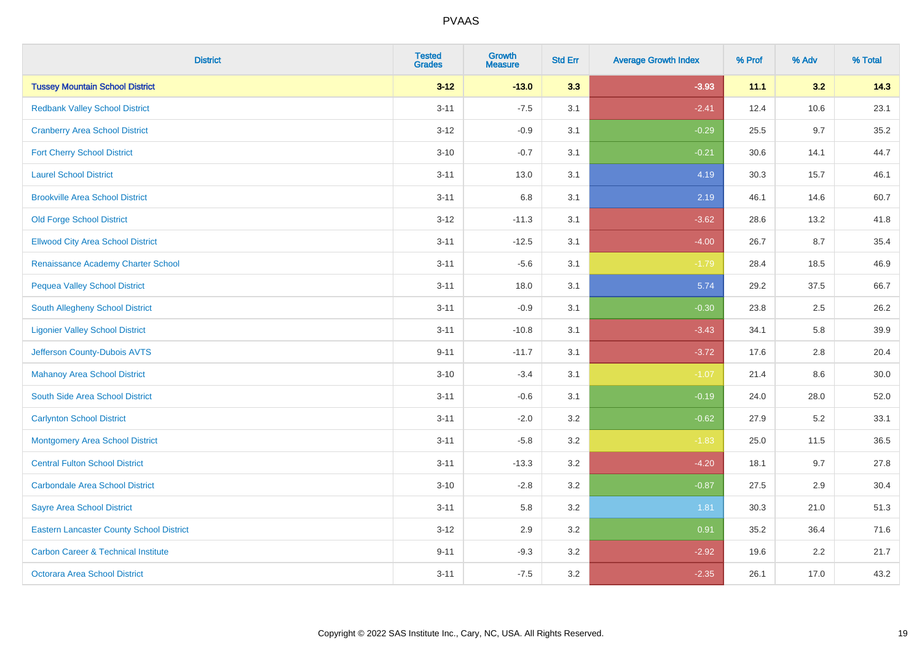PVAAS

| District | Tested Grades | Growth Measure | Std Err | Average Growth Index | % Prof | % Adv | % Total |
| --- | --- | --- | --- | --- | --- | --- | --- |
| **Tussey Mountain School District** | **3-12** | **-13.0** | **3.3** | **-3.93** | **11.1** | **3.2** | **14.3** |
| Redbank Valley School District | 3-11 | -7.5 | 3.1 | -2.41 | 12.4 | 10.6 | 23.1 |
| Cranberry Area School District | 3-12 | -0.9 | 3.1 | -0.29 | 25.5 | 9.7 | 35.2 |
| Fort Cherry School District | 3-10 | -0.7 | 3.1 | -0.21 | 30.6 | 14.1 | 44.7 |
| Laurel School District | 3-11 | 13.0 | 3.1 | 4.19 | 30.3 | 15.7 | 46.1 |
| Brookville Area School District | 3-11 | 6.8 | 3.1 | 2.19 | 46.1 | 14.6 | 60.7 |
| Old Forge School District | 3-12 | -11.3 | 3.1 | -3.62 | 28.6 | 13.2 | 41.8 |
| Ellwood City Area School District | 3-11 | -12.5 | 3.1 | -4.00 | 26.7 | 8.7 | 35.4 |
| Renaissance Academy Charter School | 3-11 | -5.6 | 3.1 | -1.79 | 28.4 | 18.5 | 46.9 |
| Pequea Valley School District | 3-11 | 18.0 | 3.1 | 5.74 | 29.2 | 37.5 | 66.7 |
| South Allegheny School District | 3-11 | -0.9 | 3.1 | -0.30 | 23.8 | 2.5 | 26.2 |
| Ligonier Valley School District | 3-11 | -10.8 | 3.1 | -3.43 | 34.1 | 5.8 | 39.9 |
| Jefferson County-Dubois AVTS | 9-11 | -11.7 | 3.1 | -3.72 | 17.6 | 2.8 | 20.4 |
| Mahanoy Area School District | 3-10 | -3.4 | 3.1 | -1.07 | 21.4 | 8.6 | 30.0 |
| South Side Area School District | 3-11 | -0.6 | 3.1 | -0.19 | 24.0 | 28.0 | 52.0 |
| Carlynton School District | 3-11 | -2.0 | 3.2 | -0.62 | 27.9 | 5.2 | 33.1 |
| Montgomery Area School District | 3-11 | -5.8 | 3.2 | -1.83 | 25.0 | 11.5 | 36.5 |
| Central Fulton School District | 3-11 | -13.3 | 3.2 | -4.20 | 18.1 | 9.7 | 27.8 |
| Carbondale Area School District | 3-10 | -2.8 | 3.2 | -0.87 | 27.5 | 2.9 | 30.4 |
| Sayre Area School District | 3-11 | 5.8 | 3.2 | 1.81 | 30.3 | 21.0 | 51.3 |
| Eastern Lancaster County School District | 3-12 | 2.9 | 3.2 | 0.91 | 35.2 | 36.4 | 71.6 |
| Carbon Career & Technical Institute | 9-11 | -9.3 | 3.2 | -2.92 | 19.6 | 2.2 | 21.7 |
| Octorara Area School District | 3-11 | -7.5 | 3.2 | -2.35 | 26.1 | 17.0 | 43.2 |

Copyright © 2022 SAS Institute Inc., Cary, NC, USA. All Rights Reserved.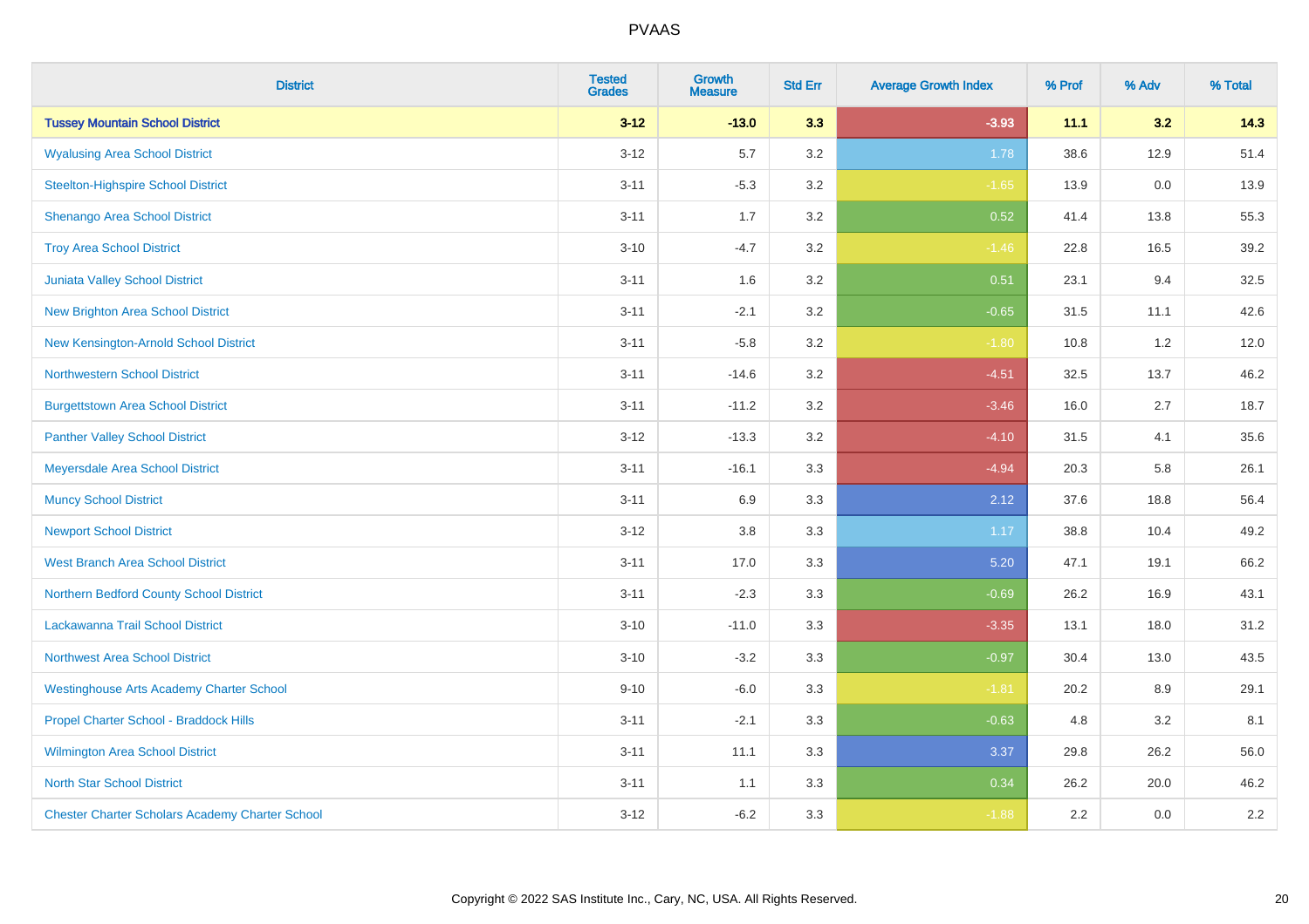| District | Tested Grades | Growth Measure | Std Err | Average Growth Index | % Prof | % Adv | % Total |
|---|---|---|---|---|---|---|---|
| **Tussey Mountain School District** | **3-12** | **-13.0** | **3.3** | **-3.93** | **11.1** | **3.2** | **14.3** |
| Wyalusing Area School District | 3-12 | 5.7 | 3.2 | 1.78 | 38.6 | 12.9 | 51.4 |
| Steelton-Highspire School District | 3-11 | -5.3 | 3.2 | -1.65 | 13.9 | 0.0 | 13.9 |
| Shenango Area School District | 3-11 | 1.7 | 3.2 | 0.52 | 41.4 | 13.8 | 55.3 |
| Troy Area School District | 3-10 | -4.7 | 3.2 | -1.46 | 22.8 | 16.5 | 39.2 |
| Juniata Valley School District | 3-11 | 1.6 | 3.2 | 0.51 | 23.1 | 9.4 | 32.5 |
| New Brighton Area School District | 3-11 | -2.1 | 3.2 | -0.65 | 31.5 | 11.1 | 42.6 |
| New Kensington-Arnold School District | 3-11 | -5.8 | 3.2 | -1.80 | 10.8 | 1.2 | 12.0 |
| Northwestern School District | 3-11 | -14.6 | 3.2 | -4.51 | 32.5 | 13.7 | 46.2 |
| Burgettstown Area School District | 3-11 | -11.2 | 3.2 | -3.46 | 16.0 | 2.7 | 18.7 |
| Panther Valley School District | 3-12 | -13.3 | 3.2 | -4.10 | 31.5 | 4.1 | 35.6 |
| Meyersdale Area School District | 3-11 | -16.1 | 3.3 | -4.94 | 20.3 | 5.8 | 26.1 |
| Muncy School District | 3-11 | 6.9 | 3.3 | 2.12 | 37.6 | 18.8 | 56.4 |
| Newport School District | 3-12 | 3.8 | 3.3 | 1.17 | 38.8 | 10.4 | 49.2 |
| West Branch Area School District | 3-11 | 17.0 | 3.3 | 5.20 | 47.1 | 19.1 | 66.2 |
| Northern Bedford County School District | 3-11 | -2.3 | 3.3 | -0.69 | 26.2 | 16.9 | 43.1 |
| Lackawanna Trail School District | 3-10 | -11.0 | 3.3 | -3.35 | 13.1 | 18.0 | 31.2 |
| Northwest Area School District | 3-10 | -3.2 | 3.3 | -0.97 | 30.4 | 13.0 | 43.5 |
| Westinghouse Arts Academy Charter School | 9-10 | -6.0 | 3.3 | -1.81 | 20.2 | 8.9 | 29.1 |
| Propel Charter School - Braddock Hills | 3-11 | -2.1 | 3.3 | -0.63 | 4.8 | 3.2 | 8.1 |
| Wilmington Area School District | 3-11 | 11.1 | 3.3 | 3.37 | 29.8 | 26.2 | 56.0 |
| North Star School District | 3-11 | 1.1 | 3.3 | 0.34 | 26.2 | 20.0 | 46.2 |
| Chester Charter Scholars Academy Charter School | 3-12 | -6.2 | 3.3 | -1.88 | 2.2 | 0.0 | 2.2 |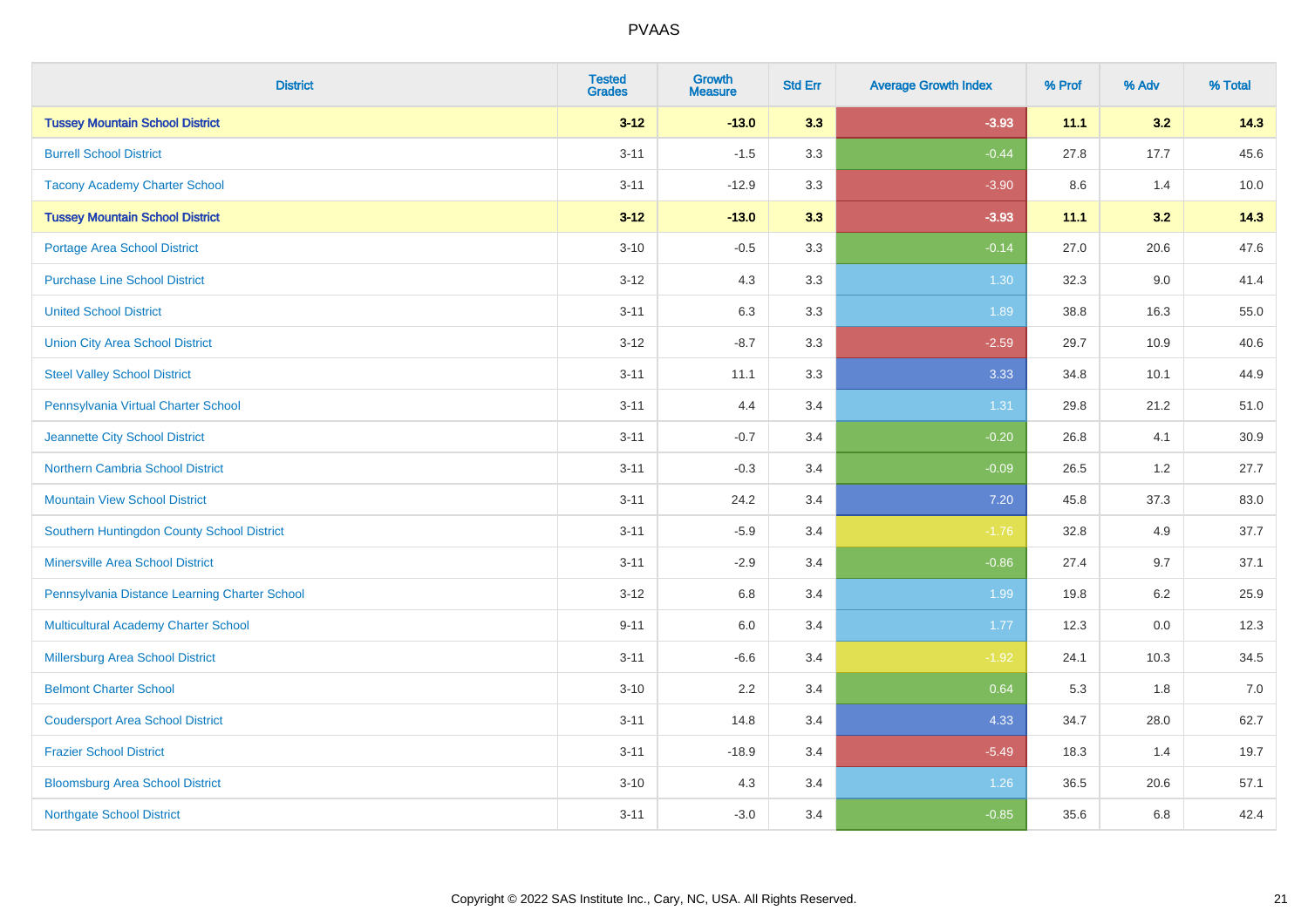| District | Tested Grades | Growth Measure | Std Err | Average Growth Index | % Prof | % Adv | % Total |
|---|---|---|---|---|---|---|---|
| **Tussey Mountain School District** | **3-12** | **-13.0** | **3.3** | **-3.93** | **11.1** | **3.2** | **14.3** |
| Burrell School District | 3-11 | -1.5 | 3.3 | -0.44 | 27.8 | 17.7 | 45.6 |
| Tacony Academy Charter School | 3-11 | -12.9 | 3.3 | -3.90 | 8.6 | 1.4 | 10.0 |
| **Tussey Mountain School District** | **3-12** | **-13.0** | **3.3** | **-3.93** | **11.1** | **3.2** | **14.3** |
| Portage Area School District | 3-10 | -0.5 | 3.3 | -0.14 | 27.0 | 20.6 | 47.6 |
| Purchase Line School District | 3-12 | 4.3 | 3.3 | 1.30 | 32.3 | 9.0 | 41.4 |
| United School District | 3-11 | 6.3 | 3.3 | 1.89 | 38.8 | 16.3 | 55.0 |
| Union City Area School District | 3-12 | -8.7 | 3.3 | -2.59 | 29.7 | 10.9 | 40.6 |
| Steel Valley School District | 3-11 | 11.1 | 3.3 | 3.33 | 34.8 | 10.1 | 44.9 |
| Pennsylvania Virtual Charter School | 3-11 | 4.4 | 3.4 | 1.31 | 29.8 | 21.2 | 51.0 |
| Jeannette City School District | 3-11 | -0.7 | 3.4 | -0.20 | 26.8 | 4.1 | 30.9 |
| Northern Cambria School District | 3-11 | -0.3 | 3.4 | -0.09 | 26.5 | 1.2 | 27.7 |
| Mountain View School District | 3-11 | 24.2 | 3.4 | 7.20 | 45.8 | 37.3 | 83.0 |
| Southern Huntingdon County School District | 3-11 | -5.9 | 3.4 | -1.76 | 32.8 | 4.9 | 37.7 |
| Minersville Area School District | 3-11 | -2.9 | 3.4 | -0.86 | 27.4 | 9.7 | 37.1 |
| Pennsylvania Distance Learning Charter School | 3-12 | 6.8 | 3.4 | 1.99 | 19.8 | 6.2 | 25.9 |
| Multicultural Academy Charter School | 9-11 | 6.0 | 3.4 | 1.77 | 12.3 | 0.0 | 12.3 |
| Millersburg Area School District | 3-11 | -6.6 | 3.4 | -1.92 | 24.1 | 10.3 | 34.5 |
| Belmont Charter School | 3-10 | 2.2 | 3.4 | 0.64 | 5.3 | 1.8 | 7.0 |
| Coudersport Area School District | 3-11 | 14.8 | 3.4 | 4.33 | 34.7 | 28.0 | 62.7 |
| Frazier School District | 3-11 | -18.9 | 3.4 | -5.49 | 18.3 | 1.4 | 19.7 |
| Bloomsburg Area School District | 3-10 | 4.3 | 3.4 | 1.26 | 36.5 | 20.6 | 57.1 |
| Northgate School District | 3-11 | -3.0 | 3.4 | -0.85 | 35.6 | 6.8 | 42.4 |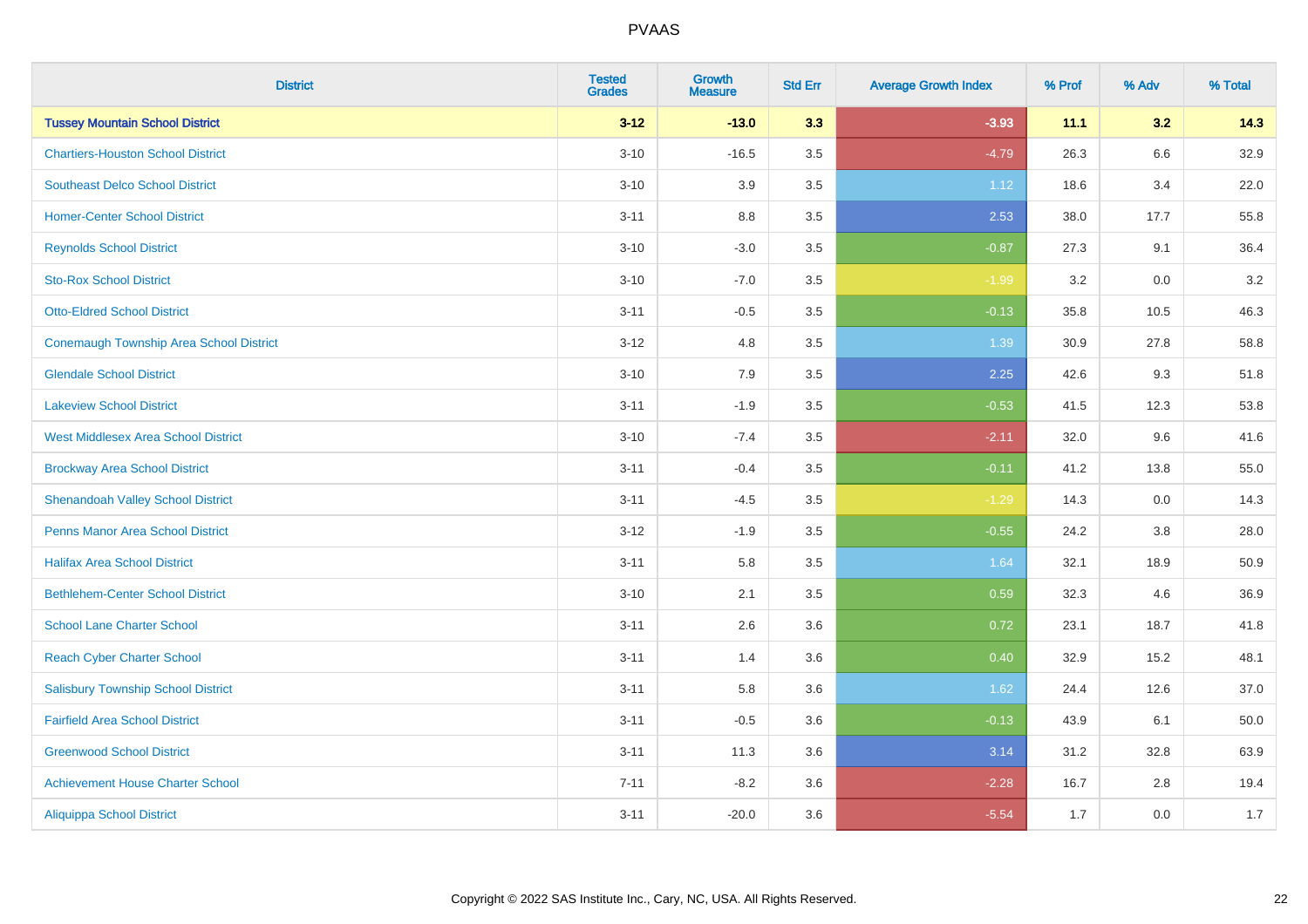| District | Tested Grades | Growth Measure | Std Err | Average Growth Index | % Prof | % Adv | % Total |
|---|---|---|---|---|---|---|---|
| **Tussey Mountain School District** | **3-12** | **-13.0** | **3.3** | **-3.93** | **11.1** | **3.2** | **14.3** |
| Chartiers-Houston School District | 3-10 | -16.5 | 3.5 | -4.79 | 26.3 | 6.6 | 32.9 |
| Southeast Delco School District | 3-10 | 3.9 | 3.5 | 1.12 | 18.6 | 3.4 | 22.0 |
| Homer-Center School District | 3-11 | 8.8 | 3.5 | 2.53 | 38.0 | 17.7 | 55.8 |
| Reynolds School District | 3-10 | -3.0 | 3.5 | -0.87 | 27.3 | 9.1 | 36.4 |
| Sto-Rox School District | 3-10 | -7.0 | 3.5 | -1.99 | 3.2 | 0.0 | 3.2 |
| Otto-Eldred School District | 3-11 | -0.5 | 3.5 | -0.13 | 35.8 | 10.5 | 46.3 |
| Conemaugh Township Area School District | 3-12 | 4.8 | 3.5 | 1.39 | 30.9 | 27.8 | 58.8 |
| Glendale School District | 3-10 | 7.9 | 3.5 | 2.25 | 42.6 | 9.3 | 51.8 |
| Lakeview School District | 3-11 | -1.9 | 3.5 | -0.53 | 41.5 | 12.3 | 53.8 |
| West Middlesex Area School District | 3-10 | -7.4 | 3.5 | -2.11 | 32.0 | 9.6 | 41.6 |
| Brockway Area School District | 3-11 | -0.4 | 3.5 | -0.11 | 41.2 | 13.8 | 55.0 |
| Shenandoah Valley School District | 3-11 | -4.5 | 3.5 | -1.29 | 14.3 | 0.0 | 14.3 |
| Penns Manor Area School District | 3-12 | -1.9 | 3.5 | -0.55 | 24.2 | 3.8 | 28.0 |
| Halifax Area School District | 3-11 | 5.8 | 3.5 | 1.64 | 32.1 | 18.9 | 50.9 |
| Bethlehem-Center School District | 3-10 | 2.1 | 3.5 | 0.59 | 32.3 | 4.6 | 36.9 |
| School Lane Charter School | 3-11 | 2.6 | 3.6 | 0.72 | 23.1 | 18.7 | 41.8 |
| Reach Cyber Charter School | 3-11 | 1.4 | 3.6 | 0.40 | 32.9 | 15.2 | 48.1 |
| Salisbury Township School District | 3-11 | 5.8 | 3.6 | 1.62 | 24.4 | 12.6 | 37.0 |
| Fairfield Area School District | 3-11 | -0.5 | 3.6 | -0.13 | 43.9 | 6.1 | 50.0 |
| Greenwood School District | 3-11 | 11.3 | 3.6 | 3.14 | 31.2 | 32.8 | 63.9 |
| Achievement House Charter School | 7-11 | -8.2 | 3.6 | -2.28 | 16.7 | 2.8 | 19.4 |
| Aliquippa School District | 3-11 | -20.0 | 3.6 | -5.54 | 1.7 | 0.0 | 1.7 |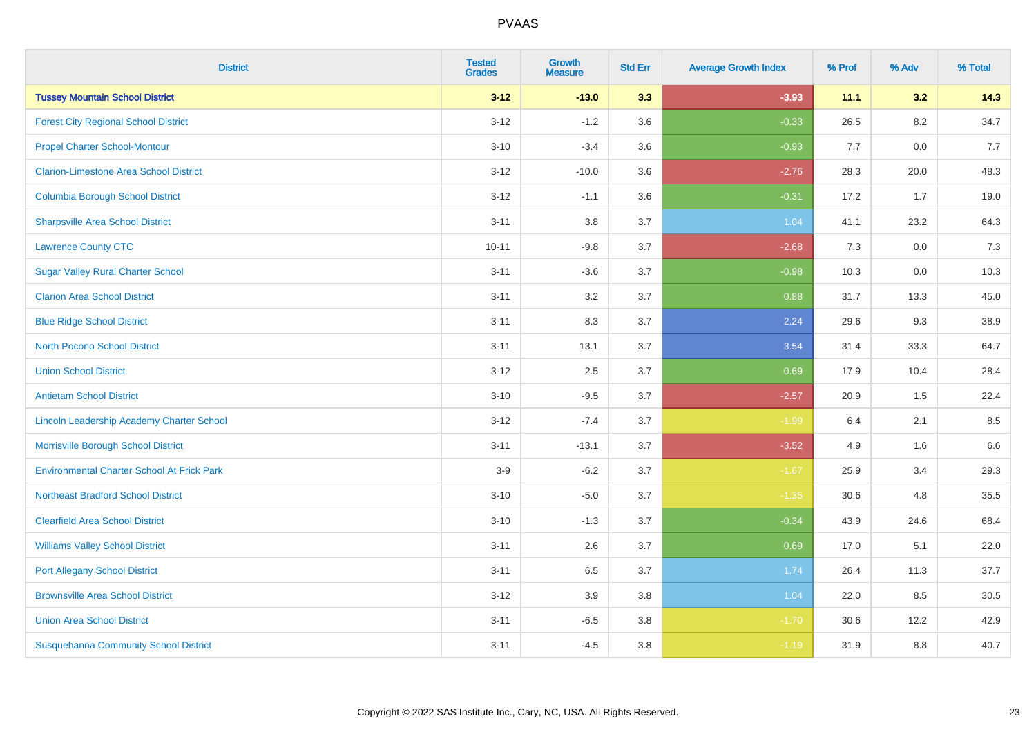# PVAAS

| District | Tested Grades | Growth Measure | Std Err | Average Growth Index | % Prof | % Adv | % Total |
|---|---|---|---|---|---|---|---|
| **Tussey Mountain School District** | **3-12** | **-13.0** | **3.3** | **-3.93** | **11.1** | **3.2** | **14.3** |
| Forest City Regional School District | 3-12 | -1.2 | 3.6 | -0.33 | 26.5 | 8.2 | 34.7 |
| Propel Charter School-Montour | 3-10 | -3.4 | 3.6 | -0.93 | 7.7 | 0.0 | 7.7 |
| Clarion-Limestone Area School District | 3-12 | -10.0 | 3.6 | -2.76 | 28.3 | 20.0 | 48.3 |
| Columbia Borough School District | 3-12 | -1.1 | 3.6 | -0.31 | 17.2 | 1.7 | 19.0 |
| Sharpsville Area School District | 3-11 | 3.8 | 3.7 | 1.04 | 41.1 | 23.2 | 64.3 |
| Lawrence County CTC | 10-11 | -9.8 | 3.7 | -2.68 | 7.3 | 0.0 | 7.3 |
| Sugar Valley Rural Charter School | 3-11 | -3.6 | 3.7 | -0.98 | 10.3 | 0.0 | 10.3 |
| Clarion Area School District | 3-11 | 3.2 | 3.7 | 0.88 | 31.7 | 13.3 | 45.0 |
| Blue Ridge School District | 3-11 | 8.3 | 3.7 | 2.24 | 29.6 | 9.3 | 38.9 |
| North Pocono School District | 3-11 | 13.1 | 3.7 | 3.54 | 31.4 | 33.3 | 64.7 |
| Union School District | 3-12 | 2.5 | 3.7 | 0.69 | 17.9 | 10.4 | 28.4 |
| Antietam School District | 3-10 | -9.5 | 3.7 | -2.57 | 20.9 | 1.5 | 22.4 |
| Lincoln Leadership Academy Charter School | 3-12 | -7.4 | 3.7 | -1.99 | 6.4 | 2.1 | 8.5 |
| Morrisville Borough School District | 3-11 | -13.1 | 3.7 | -3.52 | 4.9 | 1.6 | 6.6 |
| Environmental Charter School At Frick Park | 3-9 | -6.2 | 3.7 | -1.67 | 25.9 | 3.4 | 29.3 |
| Northeast Bradford School District | 3-10 | -5.0 | 3.7 | -1.35 | 30.6 | 4.8 | 35.5 |
| Clearfield Area School District | 3-10 | -1.3 | 3.7 | -0.34 | 43.9 | 24.6 | 68.4 |
| Williams Valley School District | 3-11 | 2.6 | 3.7 | 0.69 | 17.0 | 5.1 | 22.0 |
| Port Allegany School District | 3-11 | 6.5 | 3.7 | 1.74 | 26.4 | 11.3 | 37.7 |
| Brownsville Area School District | 3-12 | 3.9 | 3.8 | 1.04 | 22.0 | 8.5 | 30.5 |
| Union Area School District | 3-11 | -6.5 | 3.8 | -1.70 | 30.6 | 12.2 | 42.9 |
| Susquehanna Community School District | 3-11 | -4.5 | 3.8 | -1.19 | 31.9 | 8.8 | 40.7 |

Copyright © 2022 SAS Institute Inc., Cary, NC, USA. All Rights Reserved.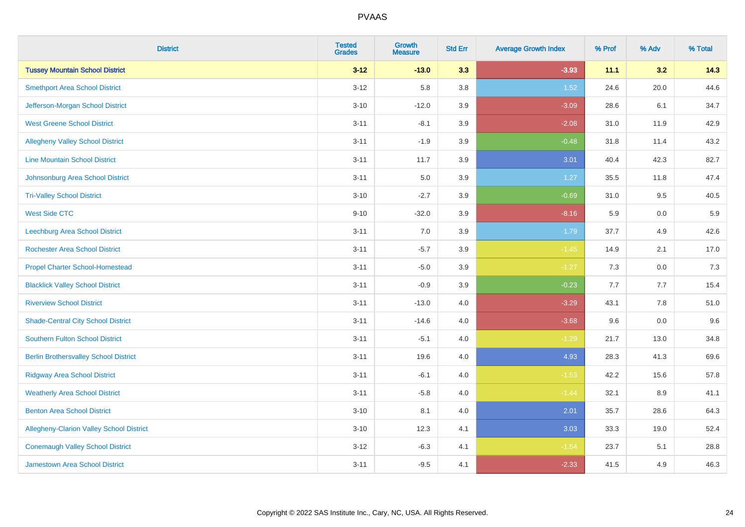PVAAS

| District | Tested Grades | Growth Measure | Std Err | Average Growth Index | % Prof | % Adv | % Total |
|---|---|---|---|---|---|---|---|
| **Tussey Mountain School District** | **3-12** | **-13.0** | **3.3** | **-3.93** | **11.1** | **3.2** | **14.3** |
| Smethport Area School District | 3-12 | 5.8 | 3.8 | 1.52 | 24.6 | 20.0 | 44.6 |
| Jefferson-Morgan School District | 3-10 | -12.0 | 3.9 | -3.09 | 28.6 | 6.1 | 34.7 |
| West Greene School District | 3-11 | -8.1 | 3.9 | -2.08 | 31.0 | 11.9 | 42.9 |
| Allegheny Valley School District | 3-11 | -1.9 | 3.9 | -0.48 | 31.8 | 11.4 | 43.2 |
| Line Mountain School District | 3-11 | 11.7 | 3.9 | 3.01 | 40.4 | 42.3 | 82.7 |
| Johnsonburg Area School District | 3-11 | 5.0 | 3.9 | 1.27 | 35.5 | 11.8 | 47.4 |
| Tri-Valley School District | 3-10 | -2.7 | 3.9 | -0.69 | 31.0 | 9.5 | 40.5 |
| West Side CTC | 9-10 | -32.0 | 3.9 | -8.16 | 5.9 | 0.0 | 5.9 |
| Leechburg Area School District | 3-11 | 7.0 | 3.9 | 1.79 | 37.7 | 4.9 | 42.6 |
| Rochester Area School District | 3-11 | -5.7 | 3.9 | -1.45 | 14.9 | 2.1 | 17.0 |
| Propel Charter School-Homestead | 3-11 | -5.0 | 3.9 | -1.27 | 7.3 | 0.0 | 7.3 |
| Blacklick Valley School District | 3-11 | -0.9 | 3.9 | -0.23 | 7.7 | 7.7 | 15.4 |
| Riverview School District | 3-11 | -13.0 | 4.0 | -3.29 | 43.1 | 7.8 | 51.0 |
| Shade-Central City School District | 3-11 | -14.6 | 4.0 | -3.68 | 9.6 | 0.0 | 9.6 |
| Southern Fulton School District | 3-11 | -5.1 | 4.0 | -1.29 | 21.7 | 13.0 | 34.8 |
| Berlin Brothersvalley School District | 3-11 | 19.6 | 4.0 | 4.93 | 28.3 | 41.3 | 69.6 |
| Ridgway Area School District | 3-11 | -6.1 | 4.0 | -1.53 | 42.2 | 15.6 | 57.8 |
| Weatherly Area School District | 3-11 | -5.8 | 4.0 | -1.44 | 32.1 | 8.9 | 41.1 |
| Benton Area School District | 3-10 | 8.1 | 4.0 | 2.01 | 35.7 | 28.6 | 64.3 |
| Allegheny-Clarion Valley School District | 3-10 | 12.3 | 4.1 | 3.03 | 33.3 | 19.0 | 52.4 |
| Conemaugh Valley School District | 3-12 | -6.3 | 4.1 | -1.54 | 23.7 | 5.1 | 28.8 |
| Jamestown Area School District | 3-11 | -9.5 | 4.1 | -2.33 | 41.5 | 4.9 | 46.3 |

Copyright © 2022 SAS Institute Inc., Cary, NC, USA. All Rights Reserved.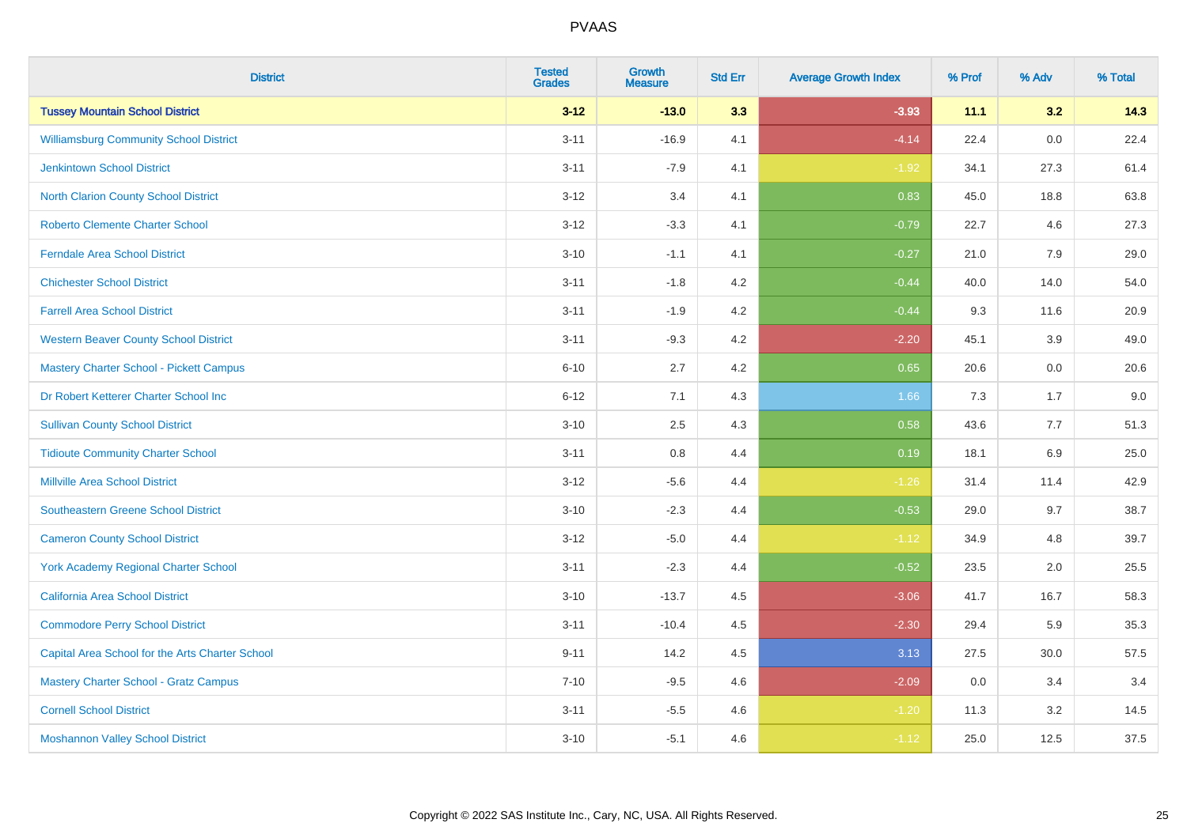# PVAAS

| District | Tested Grades | Growth Measure | Std Err | Average Growth Index | % Prof | % Adv | % Total |
|---|---|---|---|---|---|---|---|
| **Tussey Mountain School District** | **3-12** | **-13.0** | **3.3** | **-3.93** | **11.1** | **3.2** | **14.3** |
| Williamsburg Community School District | 3-11 | -16.9 | 4.1 | -4.14 | 22.4 | 0.0 | 22.4 |
| Jenkintown School District | 3-11 | -7.9 | 4.1 | -1.92 | 34.1 | 27.3 | 61.4 |
| North Clarion County School District | 3-12 | 3.4 | 4.1 | 0.83 | 45.0 | 18.8 | 63.8 |
| Roberto Clemente Charter School | 3-12 | -3.3 | 4.1 | -0.79 | 22.7 | 4.6 | 27.3 |
| Ferndale Area School District | 3-10 | -1.1 | 4.1 | -0.27 | 21.0 | 7.9 | 29.0 |
| Chichester School District | 3-11 | -1.8 | 4.2 | -0.44 | 40.0 | 14.0 | 54.0 |
| Farrell Area School District | 3-11 | -1.9 | 4.2 | -0.44 | 9.3 | 11.6 | 20.9 |
| Western Beaver County School District | 3-11 | -9.3 | 4.2 | -2.20 | 45.1 | 3.9 | 49.0 |
| Mastery Charter School - Pickett Campus | 6-10 | 2.7 | 4.2 | 0.65 | 20.6 | 0.0 | 20.6 |
| Dr Robert Ketterer Charter School Inc | 6-12 | 7.1 | 4.3 | 1.66 | 7.3 | 1.7 | 9.0 |
| Sullivan County School District | 3-10 | 2.5 | 4.3 | 0.58 | 43.6 | 7.7 | 51.3 |
| Tidioute Community Charter School | 3-11 | 0.8 | 4.4 | 0.19 | 18.1 | 6.9 | 25.0 |
| Millville Area School District | 3-12 | -5.6 | 4.4 | -1.26 | 31.4 | 11.4 | 42.9 |
| Southeastern Greene School District | 3-10 | -2.3 | 4.4 | -0.53 | 29.0 | 9.7 | 38.7 |
| Cameron County School District | 3-12 | -5.0 | 4.4 | -1.12 | 34.9 | 4.8 | 39.7 |
| York Academy Regional Charter School | 3-11 | -2.3 | 4.4 | -0.52 | 23.5 | 2.0 | 25.5 |
| California Area School District | 3-10 | -13.7 | 4.5 | -3.06 | 41.7 | 16.7 | 58.3 |
| Commodore Perry School District | 3-11 | -10.4 | 4.5 | -2.30 | 29.4 | 5.9 | 35.3 |
| Capital Area School for the Arts Charter School | 9-11 | 14.2 | 4.5 | 3.13 | 27.5 | 30.0 | 57.5 |
| Mastery Charter School - Gratz Campus | 7-10 | -9.5 | 4.6 | -2.09 | 0.0 | 3.4 | 3.4 |
| Cornell School District | 3-11 | -5.5 | 4.6 | -1.20 | 11.3 | 3.2 | 14.5 |
| Moshannon Valley School District | 3-10 | -5.1 | 4.6 | -1.12 | 25.0 | 12.5 | 37.5 |

Copyright © 2022 SAS Institute Inc., Cary, NC, USA. All Rights Reserved.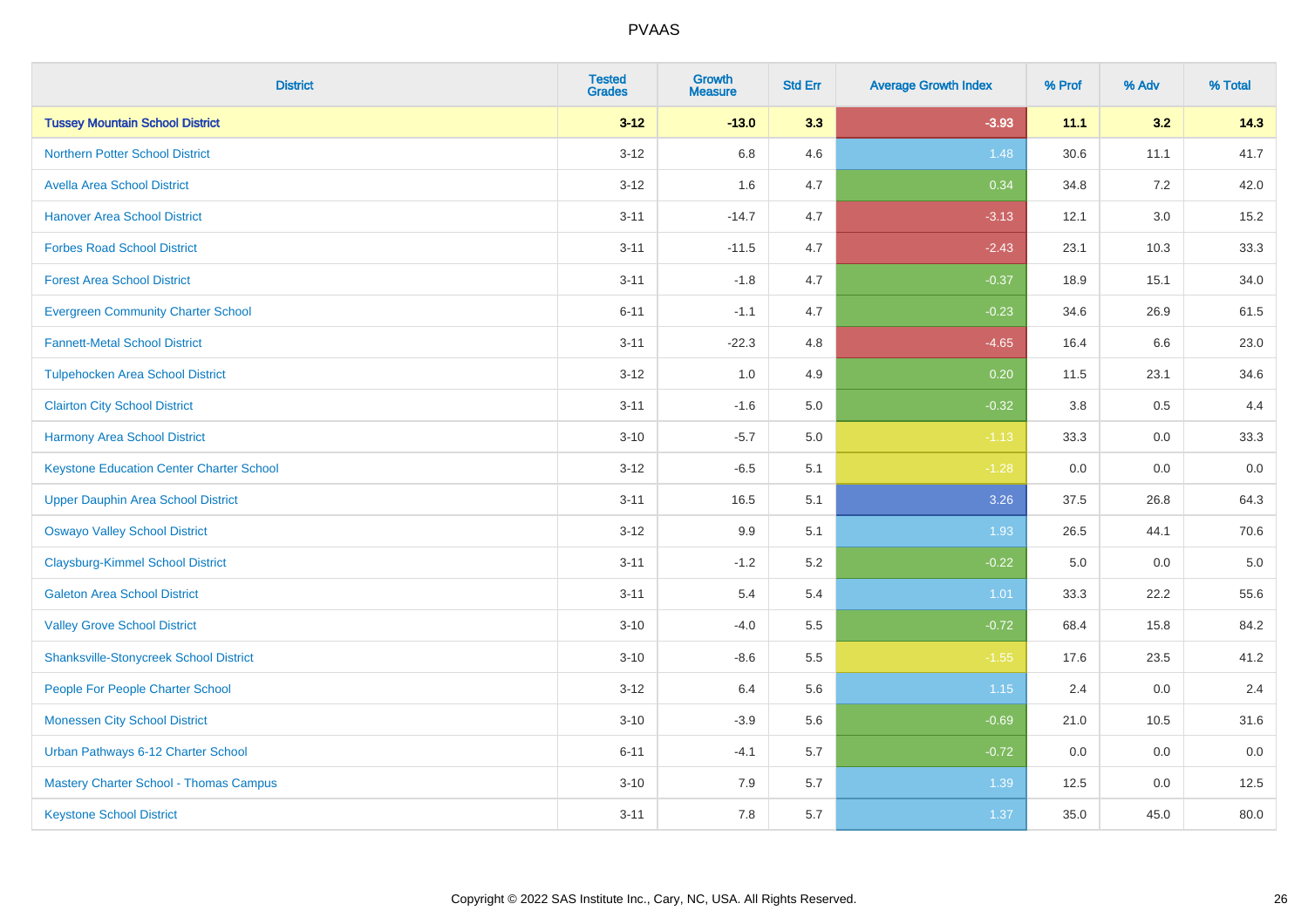| District | Tested Grades | Growth Measure | Std Err | Average Growth Index | % Prof | % Adv | % Total |
|---|---|---|---|---|---|---|---|
| **Tussey Mountain School District** | **3-12** | **-13.0** | **3.3** | **-3.93** | **11.1** | **3.2** | **14.3** |
| Northern Potter School District | 3-12 | 6.8 | 4.6 | 1.48 | 30.6 | 11.1 | 41.7 |
| Avella Area School District | 3-12 | 1.6 | 4.7 | 0.34 | 34.8 | 7.2 | 42.0 |
| Hanover Area School District | 3-11 | -14.7 | 4.7 | -3.13 | 12.1 | 3.0 | 15.2 |
| Forbes Road School District | 3-11 | -11.5 | 4.7 | -2.43 | 23.1 | 10.3 | 33.3 |
| Forest Area School District | 3-11 | -1.8 | 4.7 | -0.37 | 18.9 | 15.1 | 34.0 |
| Evergreen Community Charter School | 6-11 | -1.1 | 4.7 | -0.23 | 34.6 | 26.9 | 61.5 |
| Fannett-Metal School District | 3-11 | -22.3 | 4.8 | -4.65 | 16.4 | 6.6 | 23.0 |
| Tulpehocken Area School District | 3-12 | 1.0 | 4.9 | 0.20 | 11.5 | 23.1 | 34.6 |
| Clairton City School District | 3-11 | -1.6 | 5.0 | -0.32 | 3.8 | 0.5 | 4.4 |
| Harmony Area School District | 3-10 | -5.7 | 5.0 | -1.13 | 33.3 | 0.0 | 33.3 |
| Keystone Education Center Charter School | 3-12 | -6.5 | 5.1 | -1.28 | 0.0 | 0.0 | 0.0 |
| Upper Dauphin Area School District | 3-11 | 16.5 | 5.1 | 3.26 | 37.5 | 26.8 | 64.3 |
| Oswayo Valley School District | 3-12 | 9.9 | 5.1 | 1.93 | 26.5 | 44.1 | 70.6 |
| Claysburg-Kimmel School District | 3-11 | -1.2 | 5.2 | -0.22 | 5.0 | 0.0 | 5.0 |
| Galeton Area School District | 3-11 | 5.4 | 5.4 | 1.01 | 33.3 | 22.2 | 55.6 |
| Valley Grove School District | 3-10 | -4.0 | 5.5 | -0.72 | 68.4 | 15.8 | 84.2 |
| Shanksville-Stonycreek School District | 3-10 | -8.6 | 5.5 | -1.55 | 17.6 | 23.5 | 41.2 |
| People For People Charter School | 3-12 | 6.4 | 5.6 | 1.15 | 2.4 | 0.0 | 2.4 |
| Monessen City School District | 3-10 | -3.9 | 5.6 | -0.69 | 21.0 | 10.5 | 31.6 |
| Urban Pathways 6-12 Charter School | 6-11 | -4.1 | 5.7 | -0.72 | 0.0 | 0.0 | 0.0 |
| Mastery Charter School - Thomas Campus | 3-10 | 7.9 | 5.7 | 1.39 | 12.5 | 0.0 | 12.5 |
| Keystone School District | 3-11 | 7.8 | 5.7 | 1.37 | 35.0 | 45.0 | 80.0 |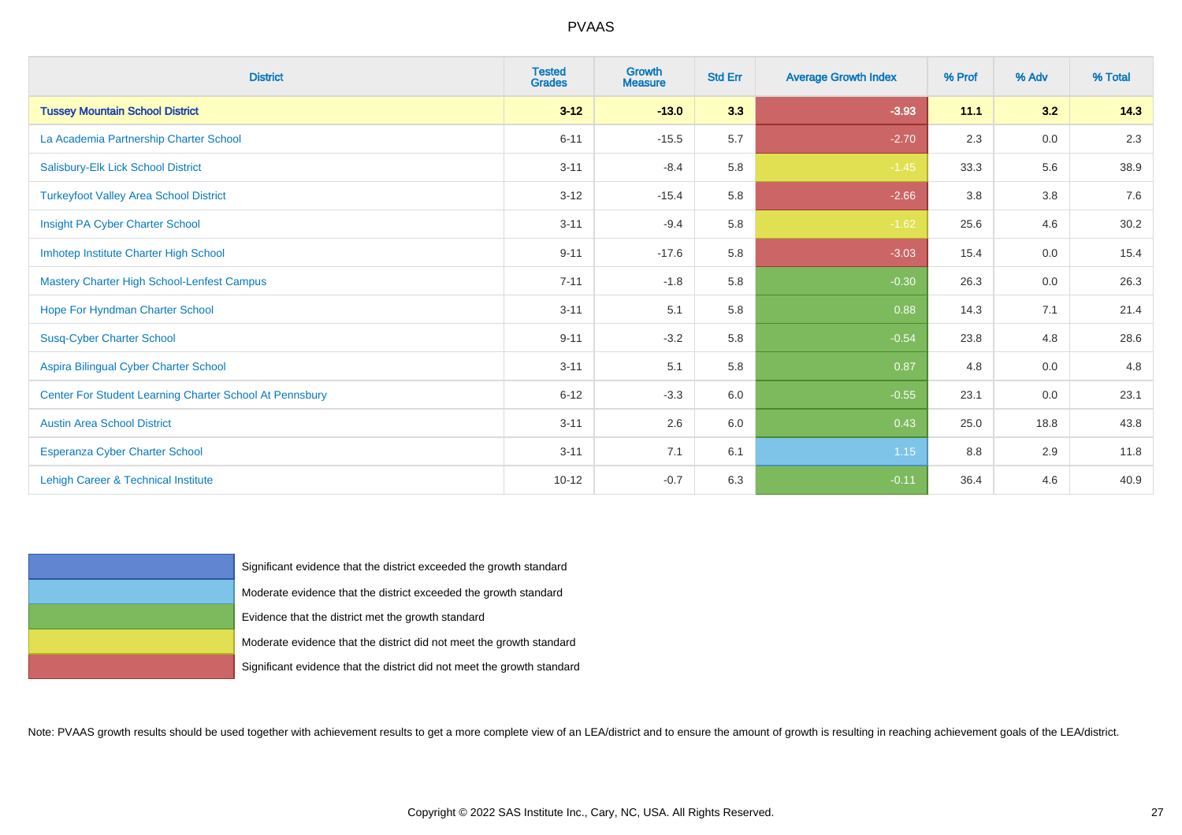PVAAS

| District | Tested Grades | Growth Measure | Std Err | Average Growth Index | % Prof | % Adv | % Total |
|---|---|---|---|---|---|---|---|
| **Tussey Mountain School District** | **3-12** | **-13.0** | **3.3** | **-3.93** | **11.1** | **3.2** | **14.3** |
| La Academia Partnership Charter School | 6-11 | -15.5 | 5.7 | -2.70 | 2.3 | 0.0 | 2.3 |
| Salisbury-Elk Lick School District | 3-11 | -8.4 | 5.8 | -1.45 | 33.3 | 5.6 | 38.9 |
| Turkeyfoot Valley Area School District | 3-12 | -15.4 | 5.8 | -2.66 | 3.8 | 3.8 | 7.6 |
| Insight PA Cyber Charter School | 3-11 | -9.4 | 5.8 | -1.62 | 25.6 | 4.6 | 30.2 |
| Imhotep Institute Charter High School | 9-11 | -17.6 | 5.8 | -3.03 | 15.4 | 0.0 | 15.4 |
| Mastery Charter High School-Lenfest Campus | 7-11 | -1.8 | 5.8 | -0.30 | 26.3 | 0.0 | 26.3 |
| Hope For Hyndman Charter School | 3-11 | 5.1 | 5.8 | 0.88 | 14.3 | 7.1 | 21.4 |
| Susq-Cyber Charter School | 9-11 | -3.2 | 5.8 | -0.54 | 23.8 | 4.8 | 28.6 |
| Aspira Bilingual Cyber Charter School | 3-11 | 5.1 | 5.8 | 0.87 | 4.8 | 0.0 | 4.8 |
| Center For Student Learning Charter School At Pennsbury | 6-12 | -3.3 | 6.0 | -0.55 | 23.1 | 0.0 | 23.1 |
| Austin Area School District | 3-11 | 2.6 | 6.0 | 0.43 | 25.0 | 18.8 | 43.8 |
| Esperanza Cyber Charter School | 3-11 | 7.1 | 6.1 | 1.15 | 8.8 | 2.9 | 11.8 |
| Lehigh Career & Technical Institute | 10-12 | -0.7 | 6.3 | -0.11 | 36.4 | 4.6 | 40.9 |

- Significant evidence that the district exceeded the growth standard
- Moderate evidence that the district exceeded the growth standard
- Evidence that the district met the growth standard
- Moderate evidence that the district did not meet the growth standard
- Significant evidence that the district did not meet the growth standard

Note: PVAAS growth results should be used together with achievement results to get a more complete view of an LEA/district and to ensure the amount of growth is resulting in reaching achievement goals of the LEA/district.

Copyright © 2022 SAS Institute Inc., Cary, NC, USA. All Rights Reserved.